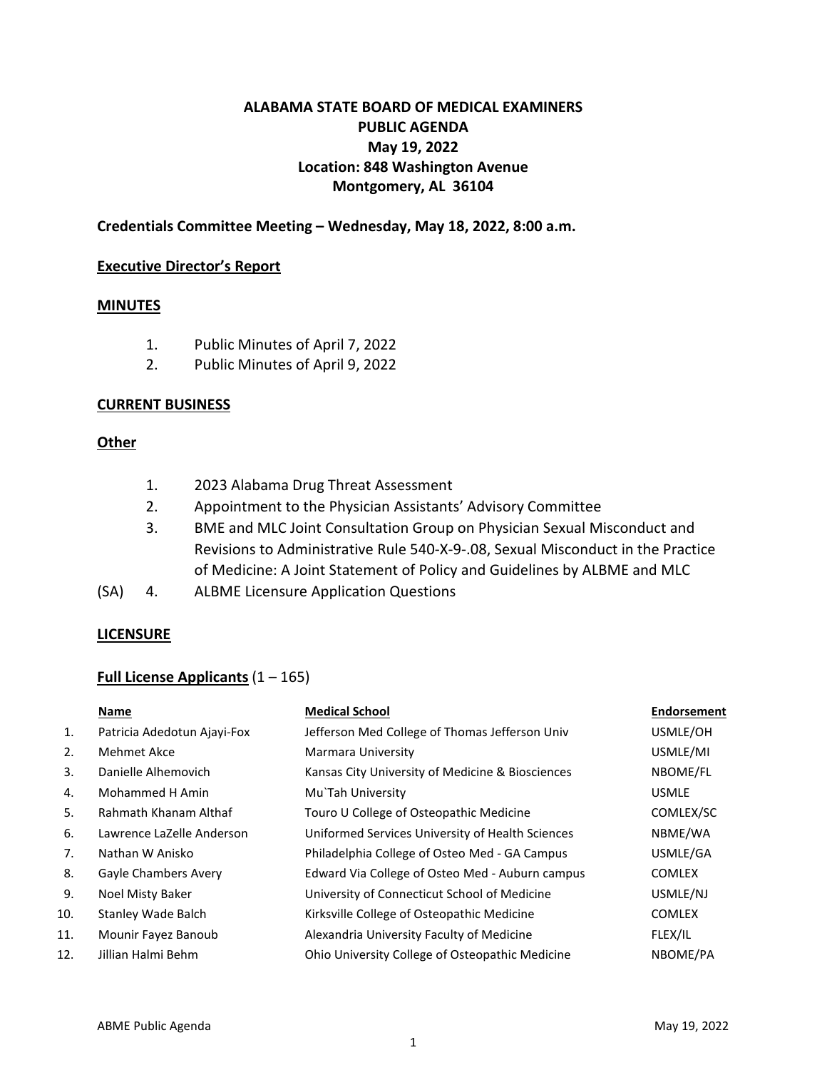# ALABAMA STATE BOARD OF MEDICAL EXAMINERS
## PUBLIC AGENDA
## May 19, 2022
## Location: 848 Washington Avenue
## Montgomery, AL 36104

**Credentials Committee Meeting – Wednesday, May 18, 2022, 8:00 a.m.**

**Executive Director's Report**

**MINUTES**

1. Public Minutes of April 7, 2022
2. Public Minutes of April 9, 2022

**CURRENT BUSINESS**

**Other**

1. 2023 Alabama Drug Threat Assessment
2. Appointment to the Physician Assistants' Advisory Committee
3. BME and MLC Joint Consultation Group on Physician Sexual Misconduct and Revisions to Administrative Rule 540-X-9-.08, Sexual Misconduct in the Practice of Medicine: A Joint Statement of Policy and Guidelines by ALBME and MLC

(SA) 4. ALBME Licensure Application Questions

**LICENSURE**

**Full License Applicants** (1 – 165)

| | Name | Medical School | Endorsement |
|---|---|---|---|
| 1. | Patricia Adedotun Ajayi-Fox | Jefferson Med College of Thomas Jefferson Univ | USMLE/OH |
| 2. | Mehmet Akce | Marmara University | USMLE/MI |
| 3. | Danielle Alhemovich | Kansas City University of Medicine & Biosciences | NBOME/FL |
| 4. | Mohammed H Amin | Mu`Tah University | USMLE |
| 5. | Rahmath Khanam Althaf | Touro U College of Osteopathic Medicine | COMLEX/SC |
| 6. | Lawrence LaZelle Anderson | Uniformed Services University of Health Sciences | NBME/WA |
| 7. | Nathan W Anisko | Philadelphia College of Osteo Med - GA Campus | USMLE/GA |
| 8. | Gayle Chambers Avery | Edward Via College of Osteo Med - Auburn campus | COMLEX |
| 9. | Noel Misty Baker | University of Connecticut School of Medicine | USMLE/NJ |
| 10. | Stanley Wade Balch | Kirksville College of Osteopathic Medicine | COMLEX |
| 11. | Mounir Fayez Banoub | Alexandria University Faculty of Medicine | FLEX/IL |
| 12. | Jillian Halmi Behm | Ohio University College of Osteopathic Medicine | NBOME/PA |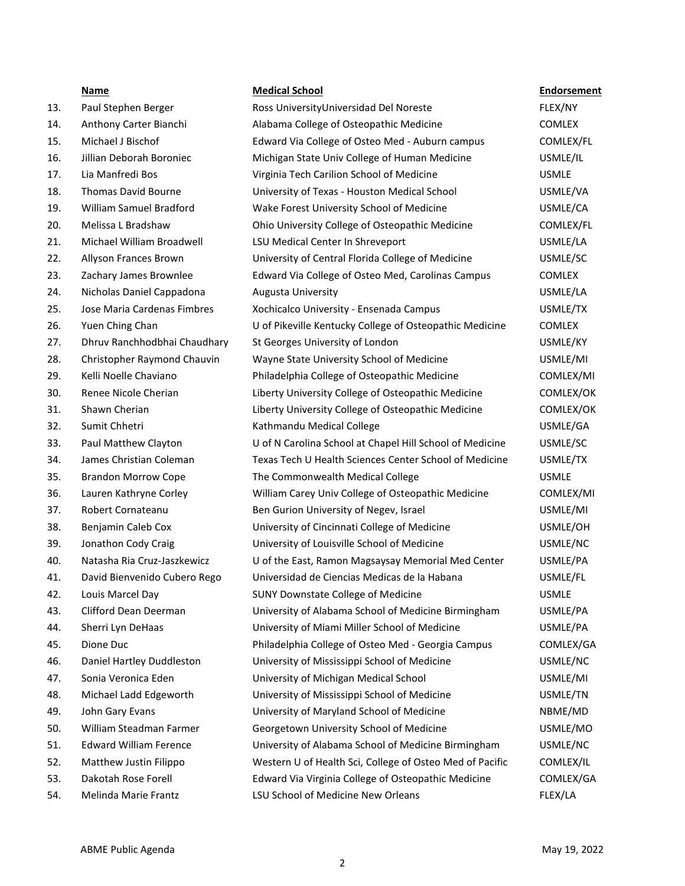| | Name | Medical School | Endorsement |
|---|---|---|---|
| 13. | Paul Stephen Berger | Ross UniversityUniversidad Del Noreste | FLEX/NY |
| 14. | Anthony Carter Bianchi | Alabama College of Osteopathic Medicine | COMLEX |
| 15. | Michael J Bischof | Edward Via College of Osteo Med - Auburn campus | COMLEX/FL |
| 16. | Jillian Deborah Boroniec | Michigan State Univ College of Human Medicine | USMLE/IL |
| 17. | Lia Manfredi Bos | Virginia Tech Carilion School of Medicine | USMLE |
| 18. | Thomas David Bourne | University of Texas - Houston Medical School | USMLE/VA |
| 19. | William Samuel Bradford | Wake Forest University School of Medicine | USMLE/CA |
| 20. | Melissa L Bradshaw | Ohio University College of Osteopathic Medicine | COMLEX/FL |
| 21. | Michael William Broadwell | LSU Medical Center In Shreveport | USMLE/LA |
| 22. | Allyson Frances Brown | University of Central Florida College of Medicine | USMLE/SC |
| 23. | Zachary James Brownlee | Edward Via College of Osteo Med, Carolinas Campus | COMLEX |
| 24. | Nicholas Daniel Cappadona | Augusta University | USMLE/LA |
| 25. | Jose Maria Cardenas Fimbres | Xochicalco University - Ensenada Campus | USMLE/TX |
| 26. | Yuen Ching Chan | U of Pikeville Kentucky College of Osteopathic Medicine | COMLEX |
| 27. | Dhruv Ranchhodbhai Chaudhary | St Georges University of London | USMLE/KY |
| 28. | Christopher Raymond Chauvin | Wayne State University School of Medicine | USMLE/MI |
| 29. | Kelli Noelle Chaviano | Philadelphia College of Osteopathic Medicine | COMLEX/MI |
| 30. | Renee Nicole Cherian | Liberty University College of Osteopathic Medicine | COMLEX/OK |
| 31. | Shawn Cherian | Liberty University College of Osteopathic Medicine | COMLEX/OK |
| 32. | Sumit Chhetri | Kathmandu Medical College | USMLE/GA |
| 33. | Paul Matthew Clayton | U of N Carolina School at Chapel Hill School of Medicine | USMLE/SC |
| 34. | James Christian Coleman | Texas Tech U Health Sciences Center School of Medicine | USMLE/TX |
| 35. | Brandon Morrow Cope | The Commonwealth Medical College | USMLE |
| 36. | Lauren Kathryne Corley | William Carey Univ College of Osteopathic Medicine | COMLEX/MI |
| 37. | Robert Cornateanu | Ben Gurion University of Negev, Israel | USMLE/MI |
| 38. | Benjamin Caleb Cox | University of Cincinnati College of Medicine | USMLE/OH |
| 39. | Jonathon Cody Craig | University of Louisville School of Medicine | USMLE/NC |
| 40. | Natasha Ria Cruz-Jaszkewicz | U of the East, Ramon Magsaysay Memorial Med Center | USMLE/PA |
| 41. | David Bienvenido Cubero Rego | Universidad de Ciencias Medicas de la Habana | USMLE/FL |
| 42. | Louis Marcel Day | SUNY Downstate College of Medicine | USMLE |
| 43. | Clifford Dean Deerman | University of Alabama School of Medicine Birmingham | USMLE/PA |
| 44. | Sherri Lyn DeHaas | University of Miami Miller School of Medicine | USMLE/PA |
| 45. | Dione Duc | Philadelphia College of Osteo Med - Georgia Campus | COMLEX/GA |
| 46. | Daniel Hartley Duddleston | University of Mississippi School of Medicine | USMLE/NC |
| 47. | Sonia Veronica Eden | University of Michigan Medical School | USMLE/MI |
| 48. | Michael Ladd Edgeworth | University of Mississippi School of Medicine | USMLE/TN |
| 49. | John Gary Evans | University of Maryland School of Medicine | NBME/MD |
| 50. | William Steadman Farmer | Georgetown University School of Medicine | USMLE/MO |
| 51. | Edward William Ference | University of Alabama School of Medicine Birmingham | USMLE/NC |
| 52. | Matthew Justin Filippo | Western U of Health Sci, College of Osteo Med of Pacific | COMLEX/IL |
| 53. | Dakotah Rose Forell | Edward Via Virginia College of Osteopathic Medicine | COMLEX/GA |
| 54. | Melinda Marie Frantz | LSU School of Medicine New Orleans | FLEX/LA |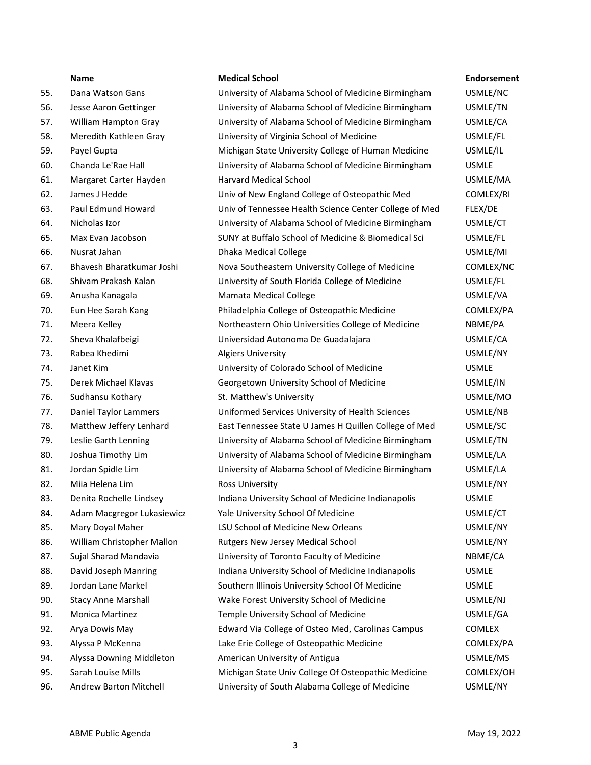| | Name | Medical School | Endorsement |
|---|---|---|---|
| 55. | Dana Watson Gans | University of Alabama School of Medicine Birmingham | USMLE/NC |
| 56. | Jesse Aaron Gettinger | University of Alabama School of Medicine Birmingham | USMLE/TN |
| 57. | William Hampton Gray | University of Alabama School of Medicine Birmingham | USMLE/CA |
| 58. | Meredith Kathleen Gray | University of Virginia School of Medicine | USMLE/FL |
| 59. | Payel Gupta | Michigan State University College of Human Medicine | USMLE/IL |
| 60. | Chanda Le'Rae Hall | University of Alabama School of Medicine Birmingham | USMLE |
| 61. | Margaret Carter Hayden | Harvard Medical School | USMLE/MA |
| 62. | James J Hedde | Univ of New England College of Osteopathic Med | COMLEX/RI |
| 63. | Paul Edmund Howard | Univ of Tennessee Health Science Center College of Med | FLEX/DE |
| 64. | Nicholas Izor | University of Alabama School of Medicine Birmingham | USMLE/CT |
| 65. | Max Evan Jacobson | SUNY at Buffalo School of Medicine & Biomedical Sci | USMLE/FL |
| 66. | Nusrat Jahan | Dhaka Medical College | USMLE/MI |
| 67. | Bhavesh Bharatkumar Joshi | Nova Southeastern University College of Medicine | COMLEX/NC |
| 68. | Shivam Prakash Kalan | University of South Florida College of Medicine | USMLE/FL |
| 69. | Anusha Kanagala | Mamata Medical College | USMLE/VA |
| 70. | Eun Hee Sarah Kang | Philadelphia College of Osteopathic Medicine | COMLEX/PA |
| 71. | Meera Kelley | Northeastern Ohio Universities College of Medicine | NBME/PA |
| 72. | Sheva Khalafbeigi | Universidad Autonoma De Guadalajara | USMLE/CA |
| 73. | Rabea Khedimi | Algiers University | USMLE/NY |
| 74. | Janet Kim | University of Colorado School of Medicine | USMLE |
| 75. | Derek Michael Klavas | Georgetown University School of Medicine | USMLE/IN |
| 76. | Sudhansu Kothary | St. Matthew's University | USMLE/MO |
| 77. | Daniel Taylor Lammers | Uniformed Services University of Health Sciences | USMLE/NB |
| 78. | Matthew Jeffery Lenhard | East Tennessee State U James H Quillen College of Med | USMLE/SC |
| 79. | Leslie Garth Lenning | University of Alabama School of Medicine Birmingham | USMLE/TN |
| 80. | Joshua Timothy Lim | University of Alabama School of Medicine Birmingham | USMLE/LA |
| 81. | Jordan Spidle Lim | University of Alabama School of Medicine Birmingham | USMLE/LA |
| 82. | Miia Helena Lim | Ross University | USMLE/NY |
| 83. | Denita Rochelle Lindsey | Indiana University School of Medicine Indianapolis | USMLE |
| 84. | Adam Macgregor Lukasiewicz | Yale University School Of Medicine | USMLE/CT |
| 85. | Mary Doyal Maher | LSU School of Medicine New Orleans | USMLE/NY |
| 86. | William Christopher Mallon | Rutgers New Jersey Medical School | USMLE/NY |
| 87. | Sujal Sharad Mandavia | University of Toronto Faculty of Medicine | NBME/CA |
| 88. | David Joseph Manring | Indiana University School of Medicine Indianapolis | USMLE |
| 89. | Jordan Lane Markel | Southern Illinois University School Of Medicine | USMLE |
| 90. | Stacy Anne Marshall | Wake Forest University School of Medicine | USMLE/NJ |
| 91. | Monica Martinez | Temple University School of Medicine | USMLE/GA |
| 92. | Arya Dowis May | Edward Via College of Osteo Med, Carolinas Campus | COMLEX |
| 93. | Alyssa P McKenna | Lake Erie College of Osteopathic Medicine | COMLEX/PA |
| 94. | Alyssa Downing Middleton | American University of Antigua | USMLE/MS |
| 95. | Sarah Louise Mills | Michigan State Univ College Of Osteopathic Medicine | COMLEX/OH |
| 96. | Andrew Barton Mitchell | University of South Alabama College of Medicine | USMLE/NY |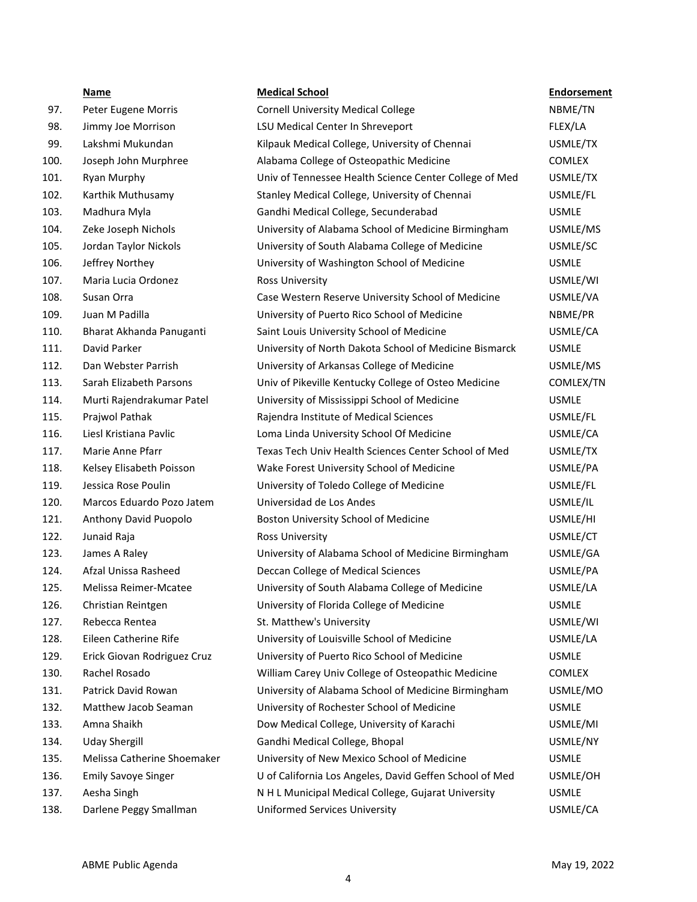| | Name | Medical School | Endorsement |
|---|---|---|---|
| 97. | Peter Eugene Morris | Cornell University Medical College | NBME/TN |
| 98. | Jimmy Joe Morrison | LSU Medical Center In Shreveport | FLEX/LA |
| 99. | Lakshmi Mukundan | Kilpauk Medical College, University of Chennai | USMLE/TX |
| 100. | Joseph John Murphree | Alabama College of Osteopathic Medicine | COMLEX |
| 101. | Ryan Murphy | Univ of Tennessee Health Science Center College of Med | USMLE/TX |
| 102. | Karthik Muthusamy | Stanley Medical College, University of Chennai | USMLE/FL |
| 103. | Madhura Myla | Gandhi Medical College, Secunderabad | USMLE |
| 104. | Zeke Joseph Nichols | University of Alabama School of Medicine Birmingham | USMLE/MS |
| 105. | Jordan Taylor Nickols | University of South Alabama College of Medicine | USMLE/SC |
| 106. | Jeffrey Northey | University of Washington School of Medicine | USMLE |
| 107. | Maria Lucia Ordonez | Ross University | USMLE/WI |
| 108. | Susan Orra | Case Western Reserve University School of Medicine | USMLE/VA |
| 109. | Juan M Padilla | University of Puerto Rico School of Medicine | NBME/PR |
| 110. | Bharat Akhanda Panuganti | Saint Louis University School of Medicine | USMLE/CA |
| 111. | David Parker | University of North Dakota School of Medicine Bismarck | USMLE |
| 112. | Dan Webster Parrish | University of Arkansas College of Medicine | USMLE/MS |
| 113. | Sarah Elizabeth Parsons | Univ of Pikeville Kentucky College of Osteo Medicine | COMLEX/TN |
| 114. | Murti Rajendrakumar Patel | University of Mississippi School of Medicine | USMLE |
| 115. | Prajwol Pathak | Rajendra Institute of Medical Sciences | USMLE/FL |
| 116. | Liesl Kristiana Pavlic | Loma Linda University School Of Medicine | USMLE/CA |
| 117. | Marie Anne Pfarr | Texas Tech Univ Health Sciences Center School of Med | USMLE/TX |
| 118. | Kelsey Elisabeth Poisson | Wake Forest University School of Medicine | USMLE/PA |
| 119. | Jessica Rose Poulin | University of Toledo College of Medicine | USMLE/FL |
| 120. | Marcos Eduardo Pozo Jatem | Universidad de Los Andes | USMLE/IL |
| 121. | Anthony David Puopolo | Boston University School of Medicine | USMLE/HI |
| 122. | Junaid Raja | Ross University | USMLE/CT |
| 123. | James A Raley | University of Alabama School of Medicine Birmingham | USMLE/GA |
| 124. | Afzal Unissa Rasheed | Deccan College of Medical Sciences | USMLE/PA |
| 125. | Melissa Reimer-Mcatee | University of South Alabama College of Medicine | USMLE/LA |
| 126. | Christian Reintgen | University of Florida College of Medicine | USMLE |
| 127. | Rebecca Rentea | St. Matthew's University | USMLE/WI |
| 128. | Eileen Catherine Rife | University of Louisville School of Medicine | USMLE/LA |
| 129. | Erick Giovan Rodriguez Cruz | University of Puerto Rico School of Medicine | USMLE |
| 130. | Rachel Rosado | William Carey Univ College of Osteopathic Medicine | COMLEX |
| 131. | Patrick David Rowan | University of Alabama School of Medicine Birmingham | USMLE/MO |
| 132. | Matthew Jacob Seaman | University of Rochester School of Medicine | USMLE |
| 133. | Amna Shaikh | Dow Medical College, University of Karachi | USMLE/MI |
| 134. | Uday Shergill | Gandhi Medical College, Bhopal | USMLE/NY |
| 135. | Melissa Catherine Shoemaker | University of New Mexico School of Medicine | USMLE |
| 136. | Emily Savoye Singer | U of California Los Angeles, David Geffen School of Med | USMLE/OH |
| 137. | Aesha Singh | N H L Municipal Medical College, Gujarat University | USMLE |
| 138. | Darlene Peggy Smallman | Uniformed Services University | USMLE/CA |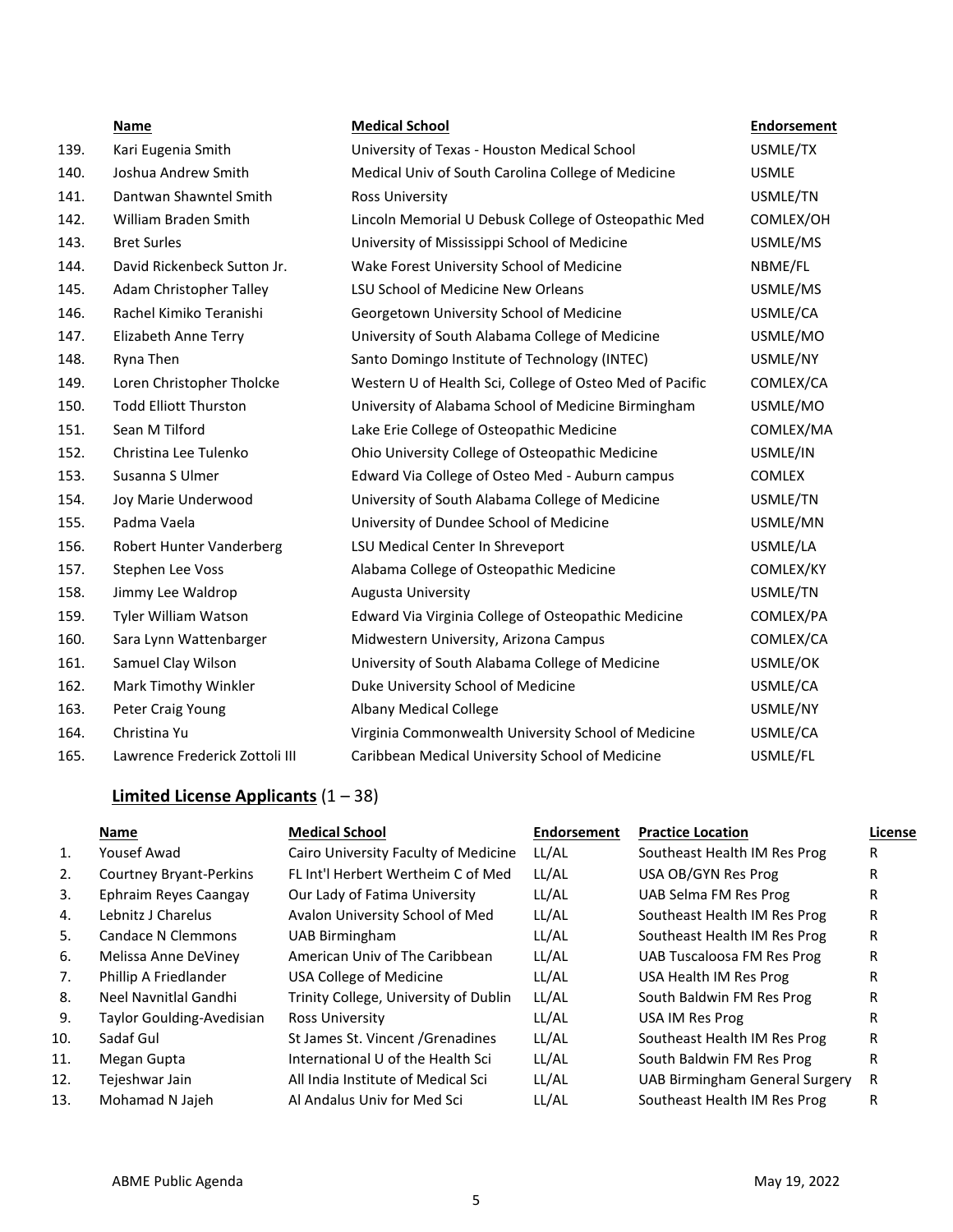| | Name | Medical School | Endorsement |
|---|---|---|---|
| 139. | Kari Eugenia Smith | University of Texas - Houston Medical School | USMLE/TX |
| 140. | Joshua Andrew Smith | Medical Univ of South Carolina College of Medicine | USMLE |
| 141. | Dantwan Shawntel Smith | Ross University | USMLE/TN |
| 142. | William Braden Smith | Lincoln Memorial U Debusk College of Osteopathic Med | COMLEX/OH |
| 143. | Bret Surles | University of Mississippi School of Medicine | USMLE/MS |
| 144. | David Rickenbeck Sutton Jr. | Wake Forest University School of Medicine | NBME/FL |
| 145. | Adam Christopher Talley | LSU School of Medicine New Orleans | USMLE/MS |
| 146. | Rachel Kimiko Teranishi | Georgetown University School of Medicine | USMLE/CA |
| 147. | Elizabeth Anne Terry | University of South Alabama College of Medicine | USMLE/MO |
| 148. | Ryna Then | Santo Domingo Institute of Technology (INTEC) | USMLE/NY |
| 149. | Loren Christopher Tholcke | Western U of Health Sci, College of Osteo Med of Pacific | COMLEX/CA |
| 150. | Todd Elliott Thurston | University of Alabama School of Medicine Birmingham | USMLE/MO |
| 151. | Sean M Tilford | Lake Erie College of Osteopathic Medicine | COMLEX/MA |
| 152. | Christina Lee Tulenko | Ohio University College of Osteopathic Medicine | USMLE/IN |
| 153. | Susanna S Ulmer | Edward Via College of Osteo Med - Auburn campus | COMLEX |
| 154. | Joy Marie Underwood | University of South Alabama College of Medicine | USMLE/TN |
| 155. | Padma Vaela | University of Dundee School of Medicine | USMLE/MN |
| 156. | Robert Hunter Vanderberg | LSU Medical Center In Shreveport | USMLE/LA |
| 157. | Stephen Lee Voss | Alabama College of Osteopathic Medicine | COMLEX/KY |
| 158. | Jimmy Lee Waldrop | Augusta University | USMLE/TN |
| 159. | Tyler William Watson | Edward Via Virginia College of Osteopathic Medicine | COMLEX/PA |
| 160. | Sara Lynn Wattenbarger | Midwestern University, Arizona Campus | COMLEX/CA |
| 161. | Samuel Clay Wilson | University of South Alabama College of Medicine | USMLE/OK |
| 162. | Mark Timothy Winkler | Duke University School of Medicine | USMLE/CA |
| 163. | Peter Craig Young | Albany Medical College | USMLE/NY |
| 164. | Christina Yu | Virginia Commonwealth University School of Medicine | USMLE/CA |
| 165. | Lawrence Frederick Zottoli III | Caribbean Medical University School of Medicine | USMLE/FL |

## **Limited License Applicants** (1 – 38)

| | Name | Medical School | Endorsement | Practice Location | License |
|---|---|---|---|---|---|
| 1. | Yousef Awad | Cairo University Faculty of Medicine | LL/AL | Southeast Health IM Res Prog | R |
| 2. | Courtney Bryant-Perkins | FL Int'l Herbert Wertheim C of Med | LL/AL | USA OB/GYN Res Prog | R |
| 3. | Ephraim Reyes Caangay | Our Lady of Fatima University | LL/AL | UAB Selma FM Res Prog | R |
| 4. | Lebnitz J Charelus | Avalon University School of Med | LL/AL | Southeast Health IM Res Prog | R |
| 5. | Candace N Clemmons | UAB Birmingham | LL/AL | Southeast Health IM Res Prog | R |
| 6. | Melissa Anne DeViney | American Univ of The Caribbean | LL/AL | UAB Tuscaloosa FM Res Prog | R |
| 7. | Phillip A Friedlander | USA College of Medicine | LL/AL | USA Health IM Res Prog | R |
| 8. | Neel Navnitlal Gandhi | Trinity College, University of Dublin | LL/AL | South Baldwin FM Res Prog | R |
| 9. | Taylor Goulding-Avedisian | Ross University | LL/AL | USA IM Res Prog | R |
| 10. | Sadaf Gul | St James St. Vincent /Grenadines | LL/AL | Southeast Health IM Res Prog | R |
| 11. | Megan Gupta | International U of the Health Sci | LL/AL | South Baldwin FM Res Prog | R |
| 12. | Tejeshwar Jain | All India Institute of Medical Sci | LL/AL | UAB Birmingham General Surgery | R |
| 13. | Mohamad N Jajeh | Al Andalus Univ for Med Sci | LL/AL | Southeast Health IM Res Prog | R |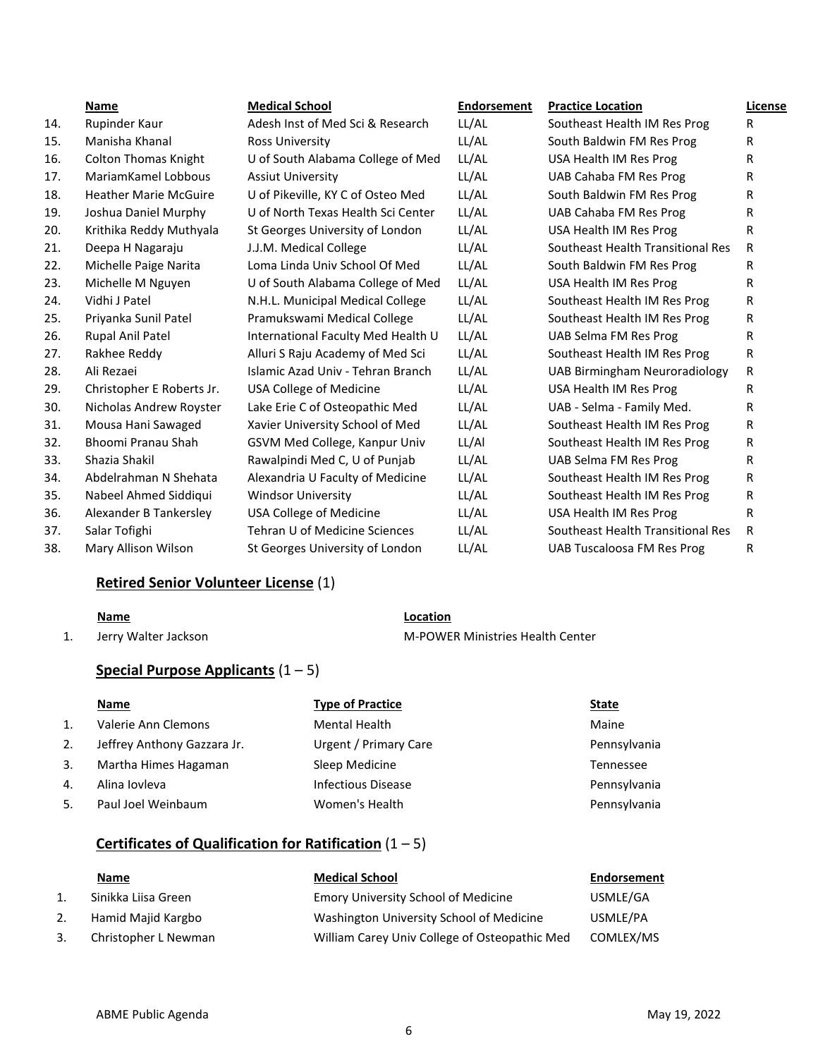| | Name | Medical School | Endorsement | Practice Location | License |
|---|---|---|---|---|---|
| 14. | Rupinder Kaur | Adesh Inst of Med Sci & Research | LL/AL | Southeast Health IM Res Prog | R |
| 15. | Manisha Khanal | Ross University | LL/AL | South Baldwin FM Res Prog | R |
| 16. | Colton Thomas Knight | U of South Alabama College of Med | LL/AL | USA Health IM Res Prog | R |
| 17. | MariamKamel Lobbous | Assiut University | LL/AL | UAB Cahaba FM Res Prog | R |
| 18. | Heather Marie McGuire | U of Pikeville, KY C of Osteo Med | LL/AL | South Baldwin FM Res Prog | R |
| 19. | Joshua Daniel Murphy | U of North Texas Health Sci Center | LL/AL | UAB Cahaba FM Res Prog | R |
| 20. | Krithika Reddy Muthyala | St Georges University of London | LL/AL | USA Health IM Res Prog | R |
| 21. | Deepa H Nagaraju | J.J.M. Medical College | LL/AL | Southeast Health Transitional Res | R |
| 22. | Michelle Paige Narita | Loma Linda Univ School Of Med | LL/AL | South Baldwin FM Res Prog | R |
| 23. | Michelle M Nguyen | U of South Alabama College of Med | LL/AL | USA Health IM Res Prog | R |
| 24. | Vidhi J Patel | N.H.L. Municipal Medical College | LL/AL | Southeast Health IM Res Prog | R |
| 25. | Priyanka Sunil Patel | Pramukswami Medical College | LL/AL | Southeast Health IM Res Prog | R |
| 26. | Rupal Anil Patel | International Faculty Med Health U | LL/AL | UAB Selma FM Res Prog | R |
| 27. | Rakhee Reddy | Alluri S Raju Academy of Med Sci | LL/AL | Southeast Health IM Res Prog | R |
| 28. | Ali Rezaei | Islamic Azad Univ - Tehran Branch | LL/AL | UAB Birmingham Neuroradiology | R |
| 29. | Christopher E Roberts Jr. | USA College of Medicine | LL/AL | USA Health IM Res Prog | R |
| 30. | Nicholas Andrew Royster | Lake Erie C of Osteopathic Med | LL/AL | UAB - Selma - Family Med. | R |
| 31. | Mousa Hani Sawaged | Xavier University School of Med | LL/AL | Southeast Health IM Res Prog | R |
| 32. | Bhoomi Pranau Shah | GSVM Med College, Kanpur Univ | LL/Al | Southeast Health IM Res Prog | R |
| 33. | Shazia Shakil | Rawalpindi Med C, U of Punjab | LL/AL | UAB Selma FM Res Prog | R |
| 34. | Abdelrahman N Shehata | Alexandria U Faculty of Medicine | LL/AL | Southeast Health IM Res Prog | R |
| 35. | Nabeel Ahmed Siddiqui | Windsor University | LL/AL | Southeast Health IM Res Prog | R |
| 36. | Alexander B Tankersley | USA College of Medicine | LL/AL | USA Health IM Res Prog | R |
| 37. | Salar Tofighi | Tehran U of Medicine Sciences | LL/AL | Southeast Health Transitional Res | R |
| 38. | Mary Allison Wilson | St Georges University of London | LL/AL | UAB Tuscaloosa FM Res Prog | R |

## **Retired Senior Volunteer License** (1)

| | Name | Location |
|---|---|---|
| 1. | Jerry Walter Jackson | M-POWER Ministries Health Center |

## **Special Purpose Applicants** (1 – 5)

| | Name | Type of Practice | State |
|---|---|---|---|
| 1. | Valerie Ann Clemons | Mental Health | Maine |
| 2. | Jeffrey Anthony Gazzara Jr. | Urgent / Primary Care | Pennsylvania |
| 3. | Martha Himes Hagaman | Sleep Medicine | Tennessee |
| 4. | Alina Iovleva | Infectious Disease | Pennsylvania |
| 5. | Paul Joel Weinbaum | Women's Health | Pennsylvania |

## **Certificates of Qualification for Ratification** (1 – 5)

| | Name | Medical School | Endorsement |
|---|---|---|---|
| 1. | Sinikka Liisa Green | Emory University School of Medicine | USMLE/GA |
| 2. | Hamid Majid Kargbo | Washington University School of Medicine | USMLE/PA |
| 3. | Christopher L Newman | William Carey Univ College of Osteopathic Med | COMLEX/MS |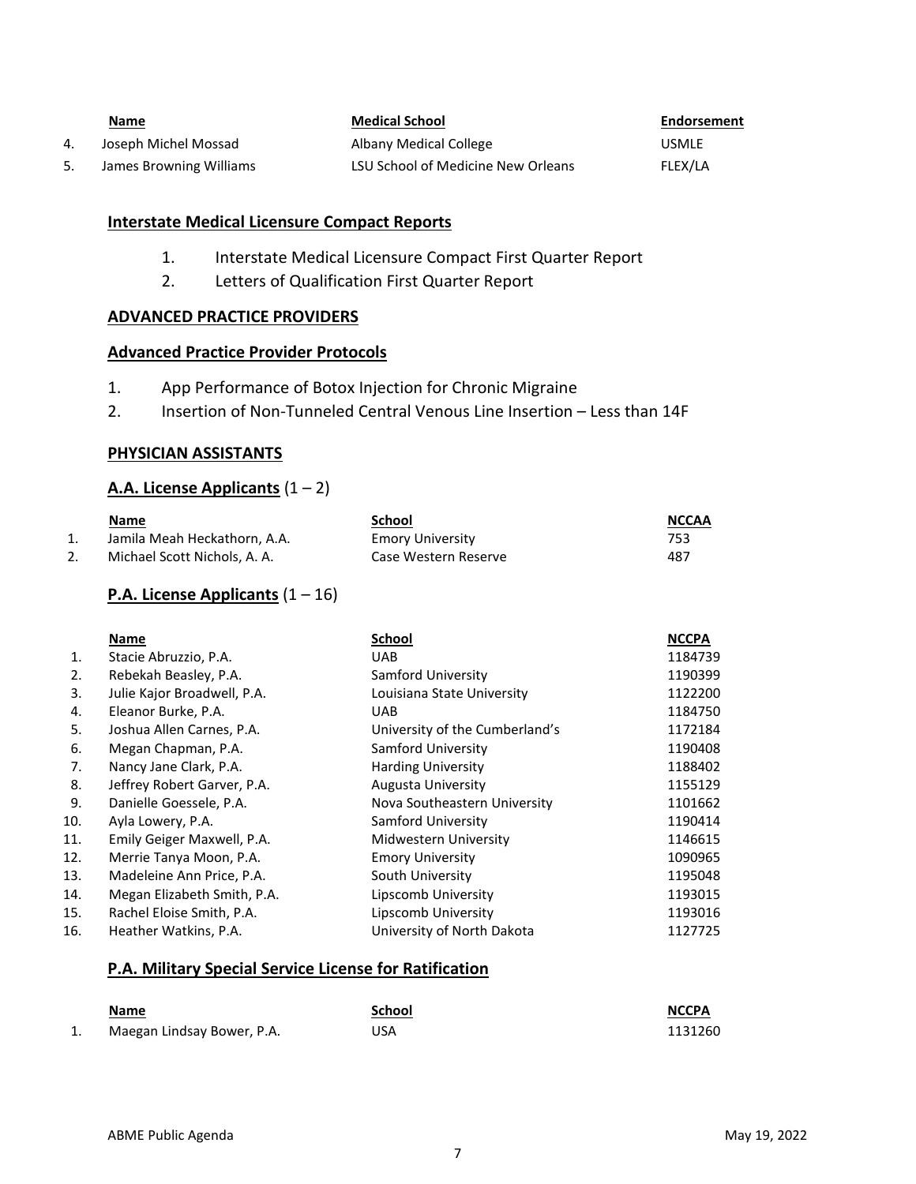| | Name | Medical School | Endorsement |
|---|---|---|---|
| 4. | Joseph Michel Mossad | Albany Medical College | USMLE |
| 5. | James Browning Williams | LSU School of Medicine New Orleans | FLEX/LA |

**Interstate Medical Licensure Compact Reports**

1. Interstate Medical Licensure Compact First Quarter Report
2. Letters of Qualification First Quarter Report

**ADVANCED PRACTICE PROVIDERS**

**Advanced Practice Provider Protocols**

1. App Performance of Botox Injection for Chronic Migraine
2. Insertion of Non-Tunneled Central Venous Line Insertion – Less than 14F

**PHYSICIAN ASSISTANTS**

**A.A. License Applicants** (1 – 2)

| | Name | School | NCCAA |
|---|---|---|---|
| 1. | Jamila Meah Heckathorn, A.A. | Emory University | 753 |
| 2. | Michael Scott Nichols, A. A. | Case Western Reserve | 487 |

**P.A. License Applicants** (1 – 16)

| | Name | School | NCCPA |
|---|---|---|---|
| 1. | Stacie Abruzzio, P.A. | UAB | 1184739 |
| 2. | Rebekah Beasley, P.A. | Samford University | 1190399 |
| 3. | Julie Kajor Broadwell, P.A. | Louisiana State University | 1122200 |
| 4. | Eleanor Burke, P.A. | UAB | 1184750 |
| 5. | Joshua Allen Carnes, P.A. | University of the Cumberland's | 1172184 |
| 6. | Megan Chapman, P.A. | Samford University | 1190408 |
| 7. | Nancy Jane Clark, P.A. | Harding University | 1188402 |
| 8. | Jeffrey Robert Garver, P.A. | Augusta University | 1155129 |
| 9. | Danielle Goessele, P.A. | Nova Southeastern University | 1101662 |
| 10. | Ayla Lowery, P.A. | Samford University | 1190414 |
| 11. | Emily Geiger Maxwell, P.A. | Midwestern University | 1146615 |
| 12. | Merrie Tanya Moon, P.A. | Emory University | 1090965 |
| 13. | Madeleine Ann Price, P.A. | South University | 1195048 |
| 14. | Megan Elizabeth Smith, P.A. | Lipscomb University | 1193015 |
| 15. | Rachel Eloise Smith, P.A. | Lipscomb University | 1193016 |
| 16. | Heather Watkins, P.A. | University of North Dakota | 1127725 |

**P.A. Military Special Service License for Ratification**

| | Name | School | NCCPA |
|---|---|---|---|
| 1. | Maegan Lindsay Bower, P.A. | USA | 1131260 |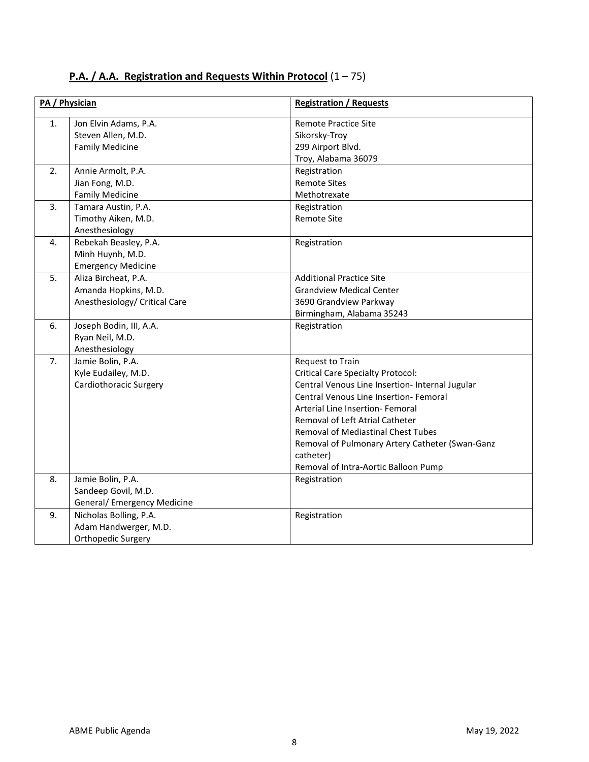## **P.A. / A.A. Registration and Requests Within Protocol** (1 – 75)

| PA / Physician | | Registration / Requests |
|---|---|---|
| 1. | Jon Elvin Adams, P.A.<br>Steven Allen, M.D.<br>Family Medicine | Remote Practice Site<br>Sikorsky-Troy<br>299 Airport Blvd.<br>Troy, Alabama 36079 |
| 2. | Annie Armolt, P.A.<br>Jian Fong, M.D.<br>Family Medicine | Registration<br>Remote Sites<br>Methotrexate |
| 3. | Tamara Austin, P.A.<br>Timothy Aiken, M.D.<br>Anesthesiology | Registration<br>Remote Site |
| 4. | Rebekah Beasley, P.A.<br>Minh Huynh, M.D.<br>Emergency Medicine | Registration |
| 5. | Aliza Bircheat, P.A.<br>Amanda Hopkins, M.D.<br>Anesthesiology/ Critical Care | Additional Practice Site<br>Grandview Medical Center<br>3690 Grandview Parkway<br>Birmingham, Alabama 35243 |
| 6. | Joseph Bodin, III, A.A.<br>Ryan Neil, M.D.<br>Anesthesiology | Registration |
| 7. | Jamie Bolin, P.A.<br>Kyle Eudailey, M.D.<br>Cardiothoracic Surgery | Request to Train<br>Critical Care Specialty Protocol:<br>Central Venous Line Insertion- Internal Jugular<br>Central Venous Line Insertion- Femoral<br>Arterial Line Insertion- Femoral<br>Removal of Left Atrial Catheter<br>Removal of Mediastinal Chest Tubes<br>Removal of Pulmonary Artery Catheter (Swan-Ganz catheter)<br>Removal of Intra-Aortic Balloon Pump |
| 8. | Jamie Bolin, P.A.<br>Sandeep Govil, M.D.<br>General/ Emergency Medicine | Registration |
| 9. | Nicholas Bolling, P.A.<br>Adam Handwerger, M.D.<br>Orthopedic Surgery | Registration |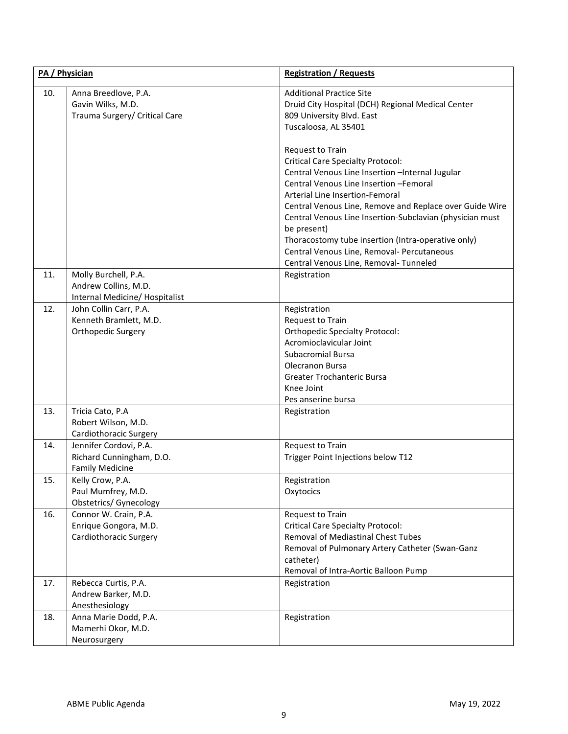| | PA / Physician | Registration / Requests |
|---|---|---|
| 10. | Anna Breedlove, P.A.<br>Gavin Wilks, M.D.<br>Trauma Surgery/ Critical Care | Additional Practice Site<br>Druid City Hospital (DCH) Regional Medical Center<br>809 University Blvd. East<br>Tuscaloosa, AL 35401<br><br>Request to Train<br>Critical Care Specialty Protocol:<br>Central Venous Line Insertion –Internal Jugular<br>Central Venous Line Insertion –Femoral<br>Arterial Line Insertion-Femoral<br>Central Venous Line, Remove and Replace over Guide Wire<br>Central Venous Line Insertion-Subclavian (physician must be present)<br>Thoracostomy tube insertion (Intra-operative only)<br>Central Venous Line, Removal- Percutaneous<br>Central Venous Line, Removal- Tunneled |
| 11. | Molly Burchell, P.A.<br>Andrew Collins, M.D.<br>Internal Medicine/ Hospitalist | Registration |
| 12. | John Collin Carr, P.A.<br>Kenneth Bramlett, M.D.<br>Orthopedic Surgery | Registration<br>Request to Train<br>Orthopedic Specialty Protocol:<br>Acromioclavicular Joint<br>Subacromial Bursa<br>Olecranon Bursa<br>Greater Trochanteric Bursa<br>Knee Joint<br>Pes anserine bursa |
| 13. | Tricia Cato, P.A<br>Robert Wilson, M.D.<br>Cardiothoracic Surgery | Registration |
| 14. | Jennifer Cordovi, P.A.<br>Richard Cunningham, D.O.<br>Family Medicine | Request to Train<br>Trigger Point Injections below T12 |
| 15. | Kelly Crow, P.A.<br>Paul Mumfrey, M.D.<br>Obstetrics/ Gynecology | Registration<br>Oxytocics |
| 16. | Connor W. Crain, P.A.<br>Enrique Gongora, M.D.<br>Cardiothoracic Surgery | Request to Train<br>Critical Care Specialty Protocol:<br>Removal of Mediastinal Chest Tubes<br>Removal of Pulmonary Artery Catheter (Swan-Ganz catheter)<br>Removal of Intra-Aortic Balloon Pump |
| 17. | Rebecca Curtis, P.A.<br>Andrew Barker, M.D.<br>Anesthesiology | Registration |
| 18. | Anna Marie Dodd, P.A.<br>Mamerhi Okor, M.D.<br>Neurosurgery | Registration |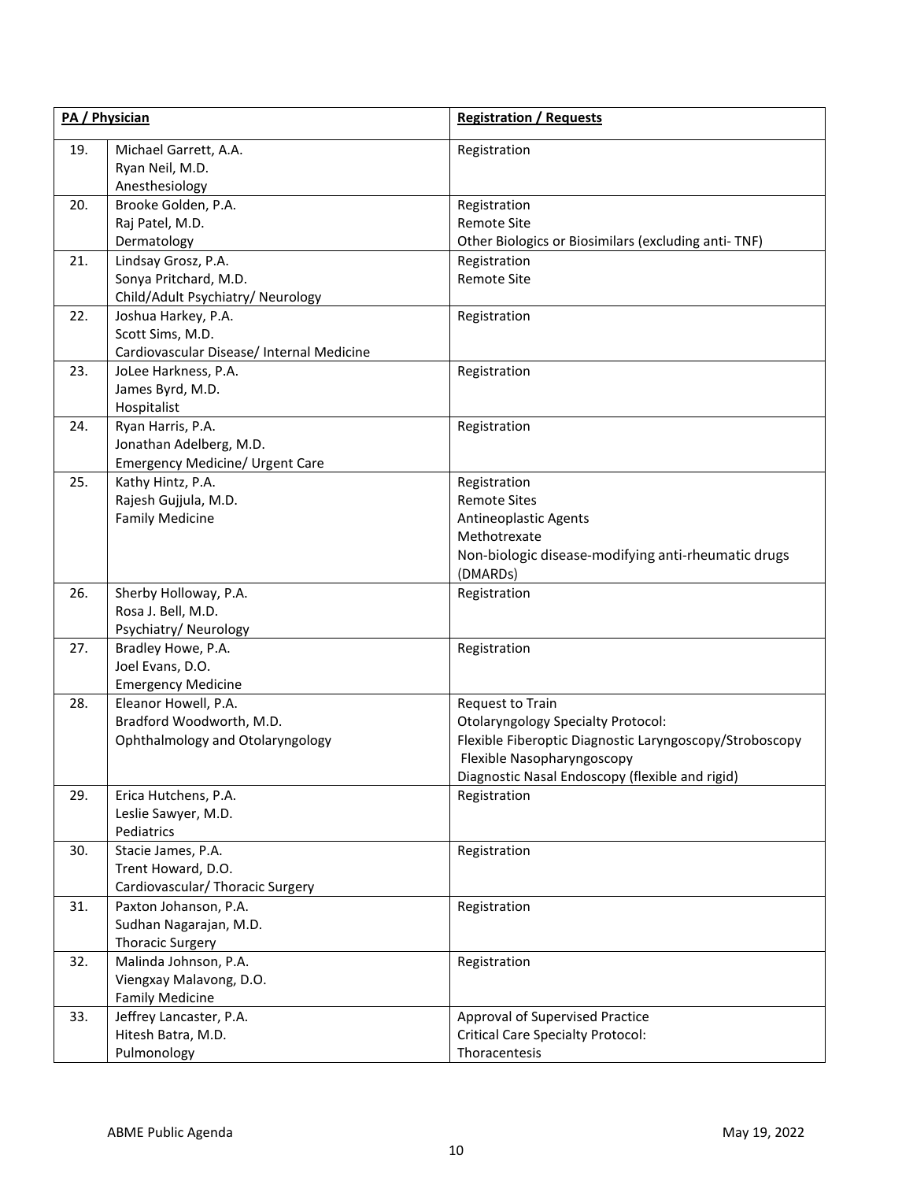| | PA / Physician | Registration / Requests |
|---|---|---|
| 19. | Michael Garrett, A.A.<br>Ryan Neil, M.D.<br>Anesthesiology | Registration |
| 20. | Brooke Golden, P.A.<br>Raj Patel, M.D.<br>Dermatology | Registration<br>Remote Site<br>Other Biologics or Biosimilars (excluding anti- TNF) |
| 21. | Lindsay Grosz, P.A.<br>Sonya Pritchard, M.D.<br>Child/Adult Psychiatry/ Neurology | Registration<br>Remote Site |
| 22. | Joshua Harkey, P.A.<br>Scott Sims, M.D.<br>Cardiovascular Disease/ Internal Medicine | Registration |
| 23. | JoLee Harkness, P.A.<br>James Byrd, M.D.<br>Hospitalist | Registration |
| 24. | Ryan Harris, P.A.<br>Jonathan Adelberg, M.D.<br>Emergency Medicine/ Urgent Care | Registration |
| 25. | Kathy Hintz, P.A.<br>Rajesh Gujjula, M.D.<br>Family Medicine | Registration<br>Remote Sites<br>Antineoplastic Agents<br>Methotrexate<br>Non-biologic disease-modifying anti-rheumatic drugs (DMARDs) |
| 26. | Sherby Holloway, P.A.<br>Rosa J. Bell, M.D.<br>Psychiatry/ Neurology | Registration |
| 27. | Bradley Howe, P.A.<br>Joel Evans, D.O.<br>Emergency Medicine | Registration |
| 28. | Eleanor Howell, P.A.<br>Bradford Woodworth, M.D.<br>Ophthalmology and Otolaryngology | Request to Train<br>Otolaryngology Specialty Protocol:<br>Flexible Fiberoptic Diagnostic Laryngoscopy/Stroboscopy<br>Flexible Nasopharyngoscopy<br>Diagnostic Nasal Endoscopy (flexible and rigid) |
| 29. | Erica Hutchens, P.A.<br>Leslie Sawyer, M.D.<br>Pediatrics | Registration |
| 30. | Stacie James, P.A.<br>Trent Howard, D.O.<br>Cardiovascular/ Thoracic Surgery | Registration |
| 31. | Paxton Johanson, P.A.<br>Sudhan Nagarajan, M.D.<br>Thoracic Surgery | Registration |
| 32. | Malinda Johnson, P.A.<br>Viengxay Malavong, D.O.<br>Family Medicine | Registration |
| 33. | Jeffrey Lancaster, P.A.<br>Hitesh Batra, M.D.<br>Pulmonology | Approval of Supervised Practice<br>Critical Care Specialty Protocol:<br>Thoracentesis |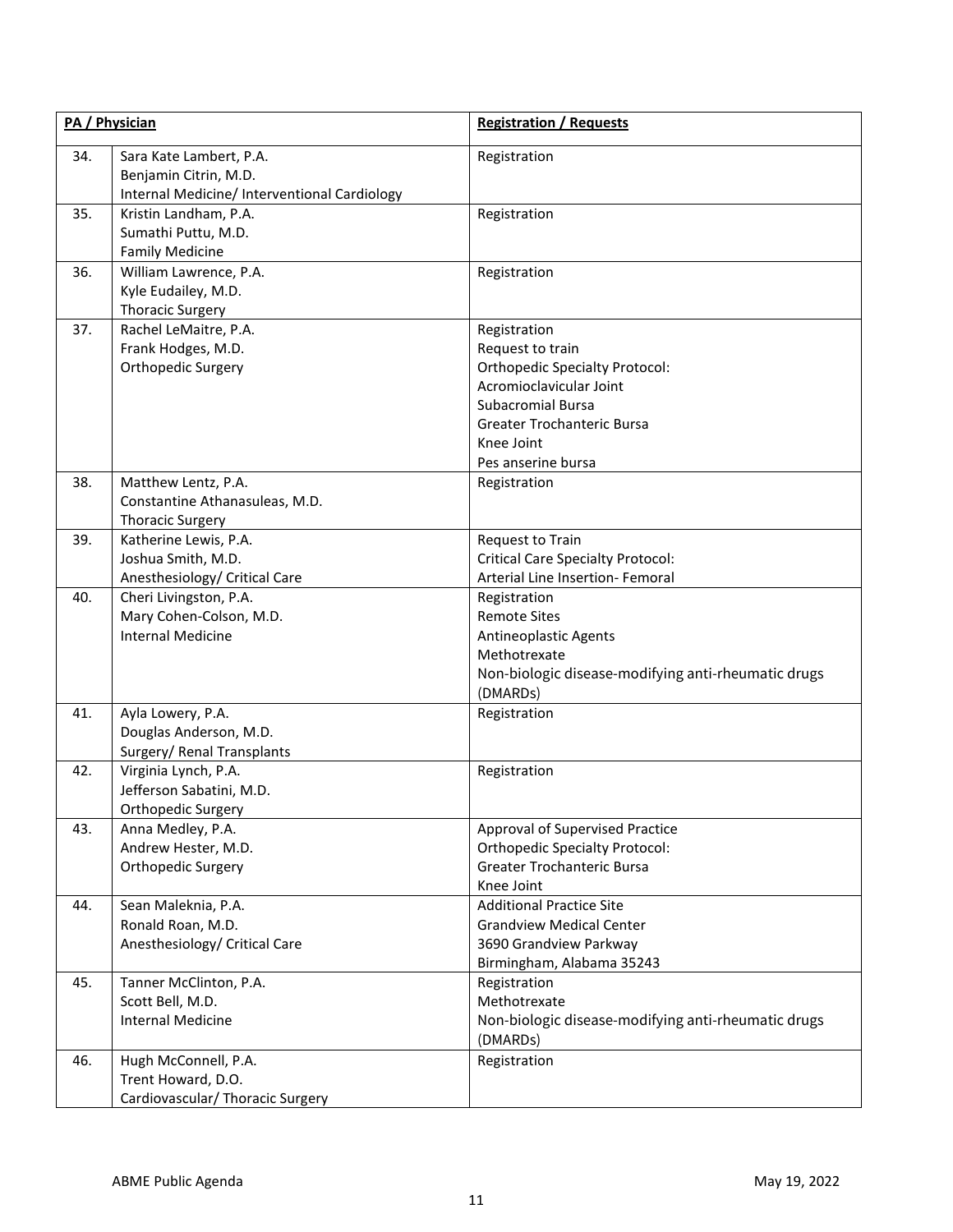| | PA / Physician | Registration / Requests |
|---|---|---|
| 34. | Sara Kate Lambert, P.A.<br>Benjamin Citrin, M.D.<br>Internal Medicine/ Interventional Cardiology | Registration |
| 35. | Kristin Landham, P.A.<br>Sumathi Puttu, M.D.<br>Family Medicine | Registration |
| 36. | William Lawrence, P.A.<br>Kyle Eudailey, M.D.<br>Thoracic Surgery | Registration |
| 37. | Rachel LeMaitre, P.A.<br>Frank Hodges, M.D.<br>Orthopedic Surgery | Registration<br>Request to train<br>Orthopedic Specialty Protocol:<br>Acromioclavicular Joint<br>Subacromial Bursa<br>Greater Trochanteric Bursa<br>Knee Joint<br>Pes anserine bursa |
| 38. | Matthew Lentz, P.A.<br>Constantine Athanasuleas, M.D.<br>Thoracic Surgery | Registration |
| 39. | Katherine Lewis, P.A.<br>Joshua Smith, M.D.<br>Anesthesiology/ Critical Care | Request to Train<br>Critical Care Specialty Protocol:<br>Arterial Line Insertion- Femoral |
| 40. | Cheri Livingston, P.A.<br>Mary Cohen-Colson, M.D.<br>Internal Medicine | Registration<br>Remote Sites<br>Antineoplastic Agents<br>Methotrexate<br>Non-biologic disease-modifying anti-rheumatic drugs (DMARDs) |
| 41. | Ayla Lowery, P.A.<br>Douglas Anderson, M.D.<br>Surgery/ Renal Transplants | Registration |
| 42. | Virginia Lynch, P.A.<br>Jefferson Sabatini, M.D.<br>Orthopedic Surgery | Registration |
| 43. | Anna Medley, P.A.<br>Andrew Hester, M.D.<br>Orthopedic Surgery | Approval of Supervised Practice<br>Orthopedic Specialty Protocol:<br>Greater Trochanteric Bursa<br>Knee Joint |
| 44. | Sean Maleknia, P.A.<br>Ronald Roan, M.D.<br>Anesthesiology/ Critical Care | Additional Practice Site<br>Grandview Medical Center<br>3690 Grandview Parkway<br>Birmingham, Alabama 35243 |
| 45. | Tanner McClinton, P.A.<br>Scott Bell, M.D.<br>Internal Medicine | Registration<br>Methotrexate<br>Non-biologic disease-modifying anti-rheumatic drugs (DMARDs) |
| 46. | Hugh McConnell, P.A.<br>Trent Howard, D.O.<br>Cardiovascular/ Thoracic Surgery | Registration |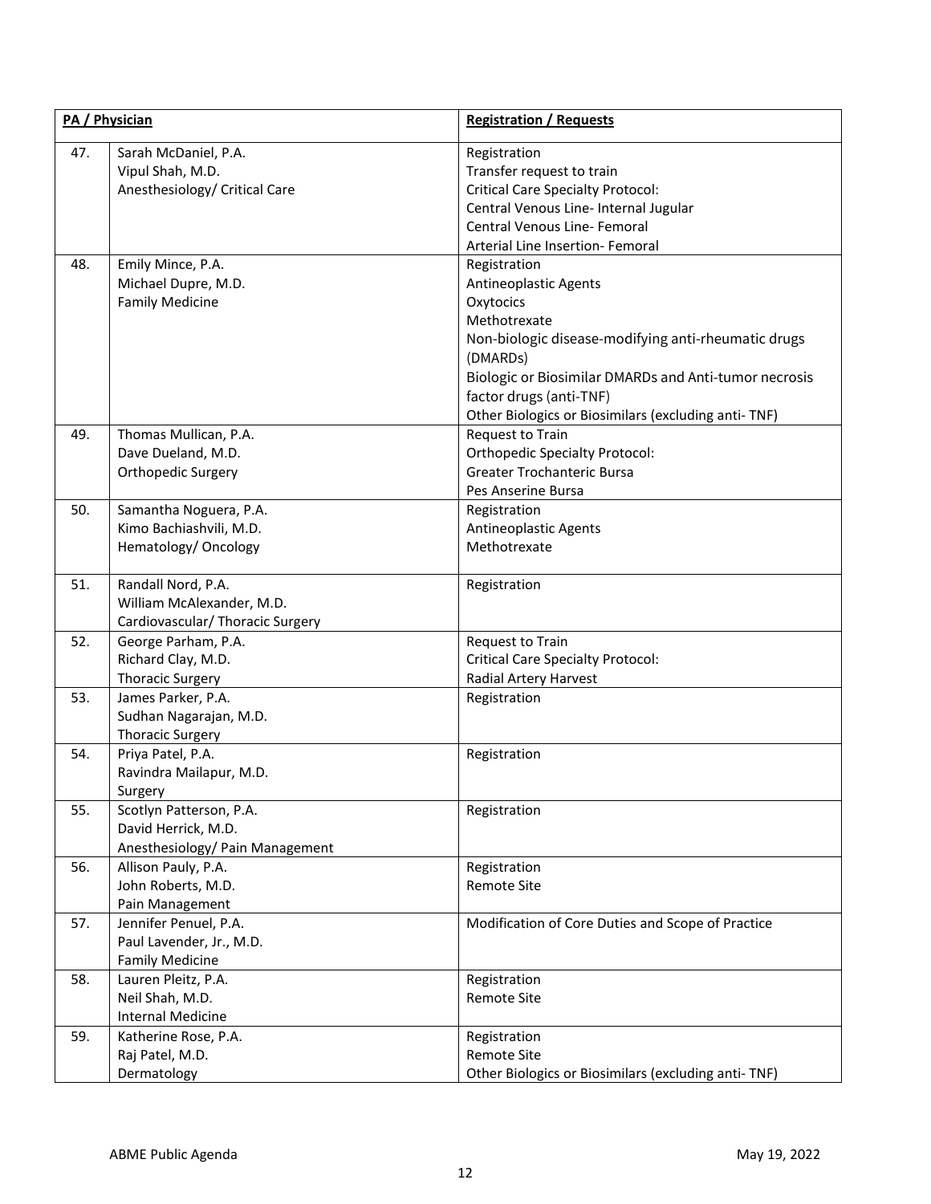| | PA / Physician | Registration / Requests |
|---|---|---|
| 47. | Sarah McDaniel, P.A.<br>Vipul Shah, M.D.<br>Anesthesiology/ Critical Care | Registration<br>Transfer request to train<br>Critical Care Specialty Protocol:<br>Central Venous Line- Internal Jugular<br>Central Venous Line- Femoral<br>Arterial Line Insertion- Femoral |
| 48. | Emily Mince, P.A.<br>Michael Dupre, M.D.<br>Family Medicine | Registration<br>Antineoplastic Agents<br>Oxytocics<br>Methotrexate<br>Non-biologic disease-modifying anti-rheumatic drugs (DMARDs)<br>Biologic or Biosimilar DMARDs and Anti-tumor necrosis factor drugs (anti-TNF)<br>Other Biologics or Biosimilars (excluding anti- TNF) |
| 49. | Thomas Mullican, P.A.<br>Dave Dueland, M.D.<br>Orthopedic Surgery | Request to Train<br>Orthopedic Specialty Protocol:<br>Greater Trochanteric Bursa<br>Pes Anserine Bursa |
| 50. | Samantha Noguera, P.A.<br>Kimo Bachiashvili, M.D.<br>Hematology/ Oncology | Registration<br>Antineoplastic Agents<br>Methotrexate |
| 51. | Randall Nord, P.A.<br>William McAlexander, M.D.<br>Cardiovascular/ Thoracic Surgery | Registration |
| 52. | George Parham, P.A.<br>Richard Clay, M.D.<br>Thoracic Surgery | Request to Train<br>Critical Care Specialty Protocol:<br>Radial Artery Harvest |
| 53. | James Parker, P.A.<br>Sudhan Nagarajan, M.D.<br>Thoracic Surgery | Registration |
| 54. | Priya Patel, P.A.<br>Ravindra Mailapur, M.D.<br>Surgery | Registration |
| 55. | Scotlyn Patterson, P.A.<br>David Herrick, M.D.<br>Anesthesiology/ Pain Management | Registration |
| 56. | Allison Pauly, P.A.<br>John Roberts, M.D.<br>Pain Management | Registration<br>Remote Site |
| 57. | Jennifer Penuel, P.A.<br>Paul Lavender, Jr., M.D.<br>Family Medicine | Modification of Core Duties and Scope of Practice |
| 58. | Lauren Pleitz, P.A.<br>Neil Shah, M.D.<br>Internal Medicine | Registration<br>Remote Site |
| 59. | Katherine Rose, P.A.<br>Raj Patel, M.D.<br>Dermatology | Registration<br>Remote Site<br>Other Biologics or Biosimilars (excluding anti- TNF) |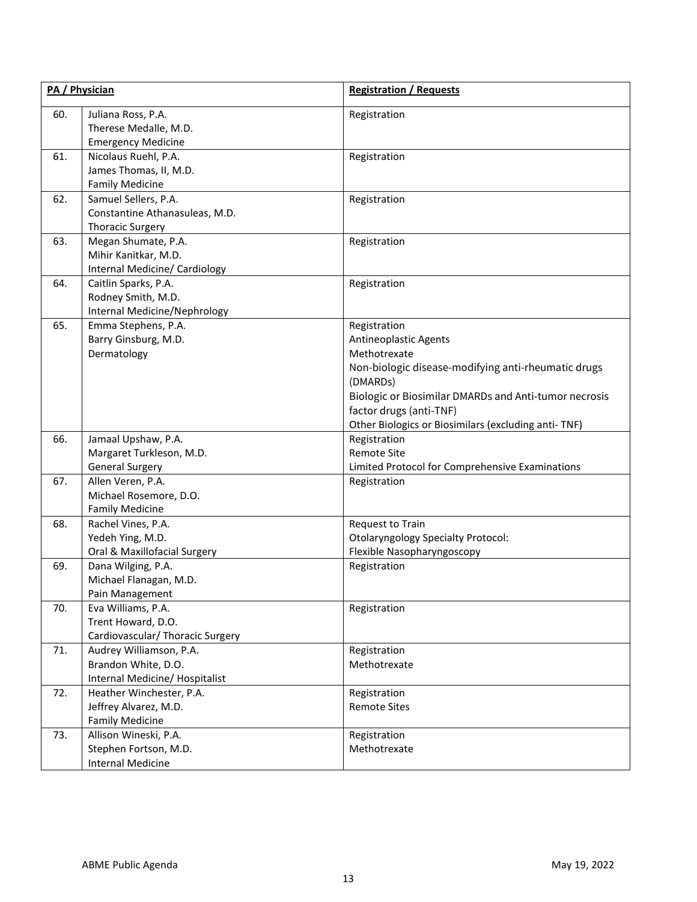| PA / Physician | | Registration / Requests |
|---|---|---|
| 60. | Juliana Ross, P.A.<br>Therese Medalle, M.D.<br>Emergency Medicine | Registration |
| 61. | Nicolaus Ruehl, P.A.<br>James Thomas, II, M.D.<br>Family Medicine | Registration |
| 62. | Samuel Sellers, P.A.<br>Constantine Athanasuleas, M.D.<br>Thoracic Surgery | Registration |
| 63. | Megan Shumate, P.A.<br>Mihir Kanitkar, M.D.<br>Internal Medicine/ Cardiology | Registration |
| 64. | Caitlin Sparks, P.A.<br>Rodney Smith, M.D.<br>Internal Medicine/Nephrology | Registration |
| 65. | Emma Stephens, P.A.<br>Barry Ginsburg, M.D.<br>Dermatology | Registration<br>Antineoplastic Agents<br>Methotrexate<br>Non-biologic disease-modifying anti-rheumatic drugs (DMARDs)<br>Biologic or Biosimilar DMARDs and Anti-tumor necrosis factor drugs (anti-TNF)<br>Other Biologics or Biosimilars (excluding anti- TNF) |
| 66. | Jamaal Upshaw, P.A.<br>Margaret Turkleson, M.D.<br>General Surgery | Registration<br>Remote Site<br>Limited Protocol for Comprehensive Examinations |
| 67. | Allen Veren, P.A.<br>Michael Rosemore, D.O.<br>Family Medicine | Registration |
| 68. | Rachel Vines, P.A.<br>Yedeh Ying, M.D.<br>Oral & Maxillofacial Surgery | Request to Train<br>Otolaryngology Specialty Protocol:<br>Flexible Nasopharyngoscopy |
| 69. | Dana Wilging, P.A.<br>Michael Flanagan, M.D.<br>Pain Management | Registration |
| 70. | Eva Williams, P.A.<br>Trent Howard, D.O.<br>Cardiovascular/ Thoracic Surgery | Registration |
| 71. | Audrey Williamson, P.A.<br>Brandon White, D.O.<br>Internal Medicine/ Hospitalist | Registration<br>Methotrexate |
| 72. | Heather Winchester, P.A.<br>Jeffrey Alvarez, M.D.<br>Family Medicine | Registration<br>Remote Sites |
| 73. | Allison Wineski, P.A.<br>Stephen Fortson, M.D.<br>Internal Medicine | Registration<br>Methotrexate |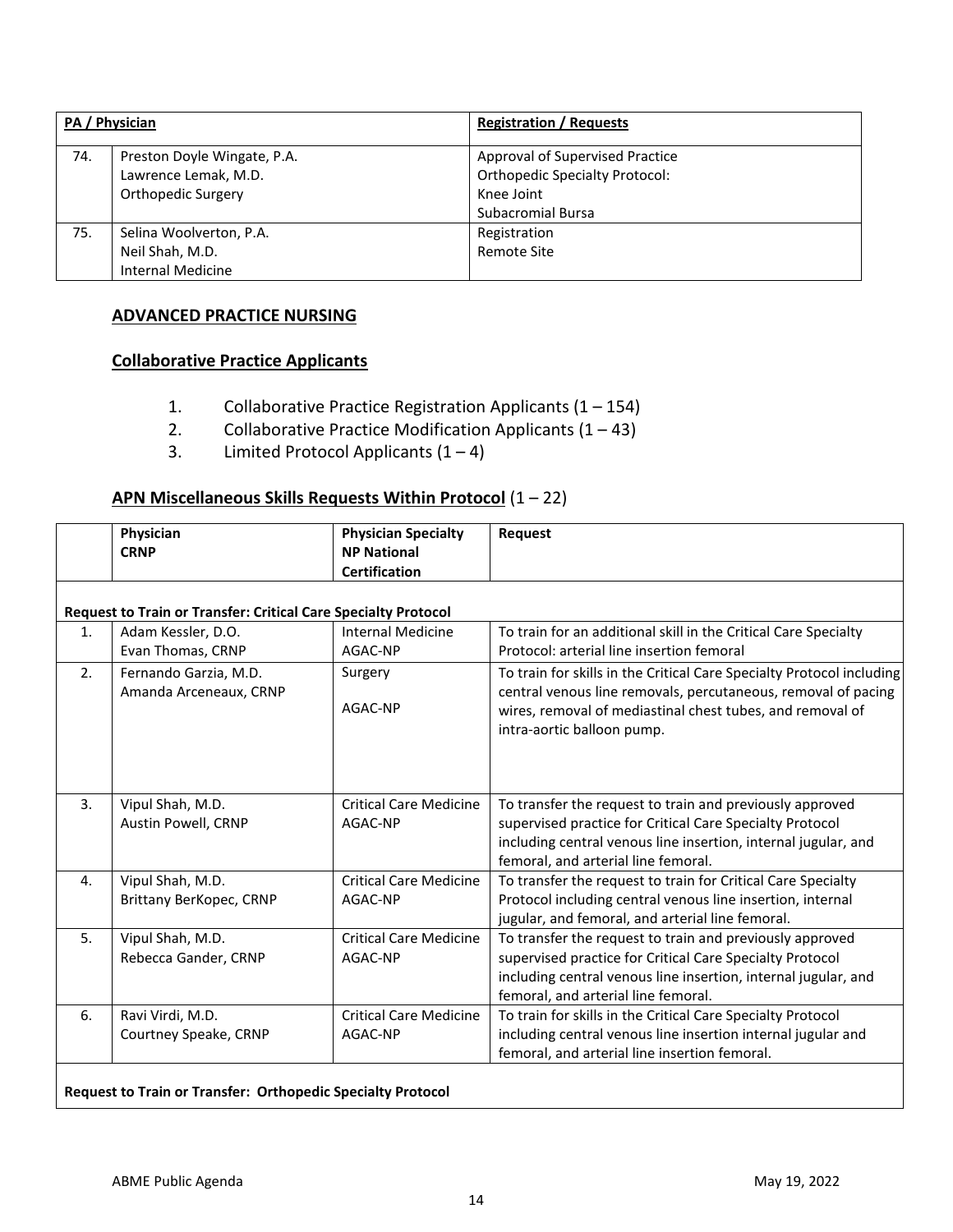| PA / Physician | | Registration / Requests |
|---|---|---|
| 74. | Preston Doyle Wingate, P.A.<br>Lawrence Lemak, M.D.<br>Orthopedic Surgery | Approval of Supervised Practice<br>Orthopedic Specialty Protocol:<br>Knee Joint<br>Subacromial Bursa |
| 75. | Selina Woolverton, P.A.<br>Neil Shah, M.D.<br>Internal Medicine | Registration<br>Remote Site |

## ADVANCED PRACTICE NURSING

### Collaborative Practice Applicants

1. Collaborative Practice Registration Applicants (1 – 154)
2. Collaborative Practice Modification Applicants (1 – 43)
3. Limited Protocol Applicants (1 – 4)

### APN Miscellaneous Skills Requests Within Protocol (1 – 22)

| | Physician<br>CRNP | Physician Specialty<br>NP National Certification | Request |
|---|---|---|---|
| **Request to Train or Transfer: Critical Care Specialty Protocol** | | | |
| 1. | Adam Kessler, D.O.<br>Evan Thomas, CRNP | Internal Medicine<br>AGAC-NP | To train for an additional skill in the Critical Care Specialty Protocol: arterial line insertion femoral |
| 2. | Fernando Garzia, M.D.<br>Amanda Arceneaux, CRNP | Surgery<br><br>AGAC-NP | To train for skills in the Critical Care Specialty Protocol including central venous line removals, percutaneous, removal of pacing wires, removal of mediastinal chest tubes, and removal of intra-aortic balloon pump. |
| 3. | Vipul Shah, M.D.<br>Austin Powell, CRNP | Critical Care Medicine<br>AGAC-NP | To transfer the request to train and previously approved supervised practice for Critical Care Specialty Protocol including central venous line insertion, internal jugular, and femoral, and arterial line femoral. |
| 4. | Vipul Shah, M.D.<br>Brittany BerKopec, CRNP | Critical Care Medicine<br>AGAC-NP | To transfer the request to train for Critical Care Specialty Protocol including central venous line insertion, internal jugular, and femoral, and arterial line femoral. |
| 5. | Vipul Shah, M.D.<br>Rebecca Gander, CRNP | Critical Care Medicine<br>AGAC-NP | To transfer the request to train and previously approved supervised practice for Critical Care Specialty Protocol including central venous line insertion, internal jugular, and femoral, and arterial line femoral. |
| 6. | Ravi Virdi, M.D.<br>Courtney Speake, CRNP | Critical Care Medicine<br>AGAC-NP | To train for skills in the Critical Care Specialty Protocol including central venous line insertion internal jugular and femoral, and arterial line insertion femoral. |
| **Request to Train or Transfer: Orthopedic Specialty Protocol** | | | |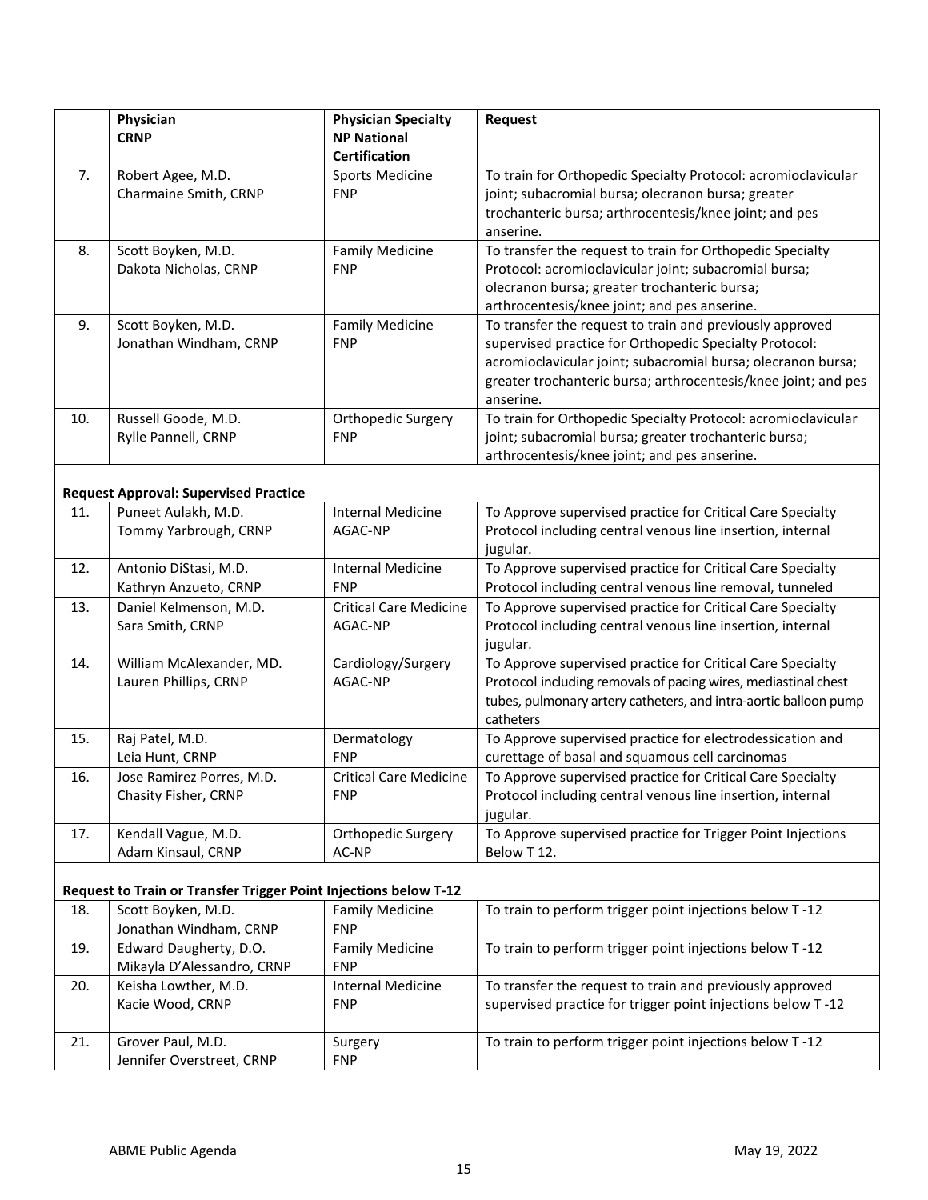| | Physician<br>CRNP | Physician Specialty<br>NP National Certification | Request |
|---|---|---|---|
| 7. | Robert Agee, M.D.<br>Charmaine Smith, CRNP | Sports Medicine<br>FNP | To train for Orthopedic Specialty Protocol: acromioclavicular joint; subacromial bursa; olecranon bursa; greater trochanteric bursa; arthrocentesis/knee joint; and pes anserine. |
| 8. | Scott Boyken, M.D.<br>Dakota Nicholas, CRNP | Family Medicine<br>FNP | To transfer the request to train for Orthopedic Specialty Protocol: acromioclavicular joint; subacromial bursa; olecranon bursa; greater trochanteric bursa; arthrocentesis/knee joint; and pes anserine. |
| 9. | Scott Boyken, M.D.<br>Jonathan Windham, CRNP | Family Medicine<br>FNP | To transfer the request to train and previously approved supervised practice for Orthopedic Specialty Protocol: acromioclavicular joint; subacromial bursa; olecranon bursa; greater trochanteric bursa; arthrocentesis/knee joint; and pes anserine. |
| 10. | Russell Goode, M.D.<br>Rylle Pannell, CRNP | Orthopedic Surgery<br>FNP | To train for Orthopedic Specialty Protocol: acromioclavicular joint; subacromial bursa; greater trochanteric bursa; arthrocentesis/knee joint; and pes anserine. |
| **Request Approval: Supervised Practice** | | | |
| 11. | Puneet Aulakh, M.D.<br>Tommy Yarbrough, CRNP | Internal Medicine<br>AGAC-NP | To Approve supervised practice for Critical Care Specialty Protocol including central venous line insertion, internal jugular. |
| 12. | Antonio DiStasi, M.D.<br>Kathryn Anzueto, CRNP | Internal Medicine<br>FNP | To Approve supervised practice for Critical Care Specialty Protocol including central venous line removal, tunneled |
| 13. | Daniel Kelmenson, M.D.<br>Sara Smith, CRNP | Critical Care Medicine<br>AGAC-NP | To Approve supervised practice for Critical Care Specialty Protocol including central venous line insertion, internal jugular. |
| 14. | William McAlexander, MD.<br>Lauren Phillips, CRNP | Cardiology/Surgery<br>AGAC-NP | To Approve supervised practice for Critical Care Specialty Protocol including removals of pacing wires, mediastinal chest tubes, pulmonary artery catheters, and intra-aortic balloon pump catheters |
| 15. | Raj Patel, M.D.<br>Leia Hunt, CRNP | Dermatology<br>FNP | To Approve supervised practice for electrodessication and curettage of basal and squamous cell carcinomas |
| 16. | Jose Ramirez Porres, M.D.<br>Chasity Fisher, CRNP | Critical Care Medicine<br>FNP | To Approve supervised practice for Critical Care Specialty Protocol including central venous line insertion, internal jugular. |
| 17. | Kendall Vague, M.D.<br>Adam Kinsaul, CRNP | Orthopedic Surgery<br>AC-NP | To Approve supervised practice for Trigger Point Injections Below T 12. |
| **Request to Train or Transfer Trigger Point Injections below T-12** | | | |
| 18. | Scott Boyken, M.D.<br>Jonathan Windham, CRNP | Family Medicine<br>FNP | To train to perform trigger point injections below T -12 |
| 19. | Edward Daugherty, D.O.<br>Mikayla D'Alessandro, CRNP | Family Medicine<br>FNP | To train to perform trigger point injections below T -12 |
| 20. | Keisha Lowther, M.D.<br>Kacie Wood, CRNP | Internal Medicine<br>FNP | To transfer the request to train and previously approved supervised practice for trigger point injections below T -12 |
| 21. | Grover Paul, M.D.<br>Jennifer Overstreet, CRNP | Surgery<br>FNP | To train to perform trigger point injections below T -12 |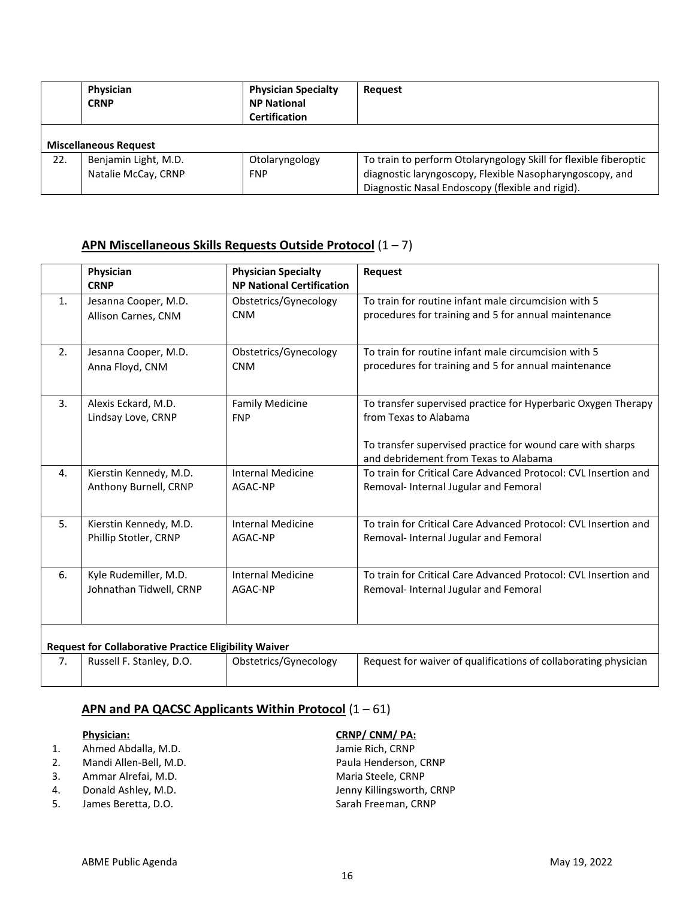| | Physician<br>CRNP | Physician Specialty<br>NP National Certification | Request |
|---|---|---|---|
| **Miscellaneous Request** | | | |
| 22. | Benjamin Light, M.D.<br>Natalie McCay, CRNP | Otolaryngology<br>FNP | To train to perform Otolaryngology Skill for flexible fiberoptic diagnostic laryngoscopy, Flexible Nasopharyngoscopy, and Diagnostic Nasal Endoscopy (flexible and rigid). |

## APN Miscellaneous Skills Requests Outside Protocol (1 – 7)

| | Physician<br>CRNP | Physician Specialty<br>NP National Certification | Request |
|---|---|---|---|
| 1. | Jesanna Cooper, M.D.<br>Allison Carnes, CNM | Obstetrics/Gynecology<br>CNM | To train for routine infant male circumcision with 5 procedures for training and 5 for annual maintenance |
| 2. | Jesanna Cooper, M.D.<br>Anna Floyd, CNM | Obstetrics/Gynecology<br>CNM | To train for routine infant male circumcision with 5 procedures for training and 5 for annual maintenance |
| 3. | Alexis Eckard, M.D.<br>Lindsay Love, CRNP | Family Medicine<br>FNP | To transfer supervised practice for Hyperbaric Oxygen Therapy from Texas to Alabama<br><br>To transfer supervised practice for wound care with sharps and debridement from Texas to Alabama |
| 4. | Kierstin Kennedy, M.D.<br>Anthony Burnell, CRNP | Internal Medicine<br>AGAC-NP | To train for Critical Care Advanced Protocol: CVL Insertion and Removal- Internal Jugular and Femoral |
| 5. | Kierstin Kennedy, M.D.<br>Phillip Stotler, CRNP | Internal Medicine<br>AGAC-NP | To train for Critical Care Advanced Protocol: CVL Insertion and Removal- Internal Jugular and Femoral |
| 6. | Kyle Rudemiller, M.D.<br>Johnathan Tidwell, CRNP | Internal Medicine<br>AGAC-NP | To train for Critical Care Advanced Protocol: CVL Insertion and Removal- Internal Jugular and Femoral |
| **Request for Collaborative Practice Eligibility Waiver** | | | |
| 7. | Russell F. Stanley, D.O. | Obstetrics/Gynecology | Request for waiver of qualifications of collaborating physician |

## APN and PA QACSC Applicants Within Protocol (1 – 61)

| | Physician: | CRNP/ CNM/ PA: |
|---|---|---|
| 1. | Ahmed Abdalla, M.D. | Jamie Rich, CRNP |
| 2. | Mandi Allen-Bell, M.D. | Paula Henderson, CRNP |
| 3. | Ammar Alrefai, M.D. | Maria Steele, CRNP |
| 4. | Donald Ashley, M.D. | Jenny Killingsworth, CRNP |
| 5. | James Beretta, D.O. | Sarah Freeman, CRNP |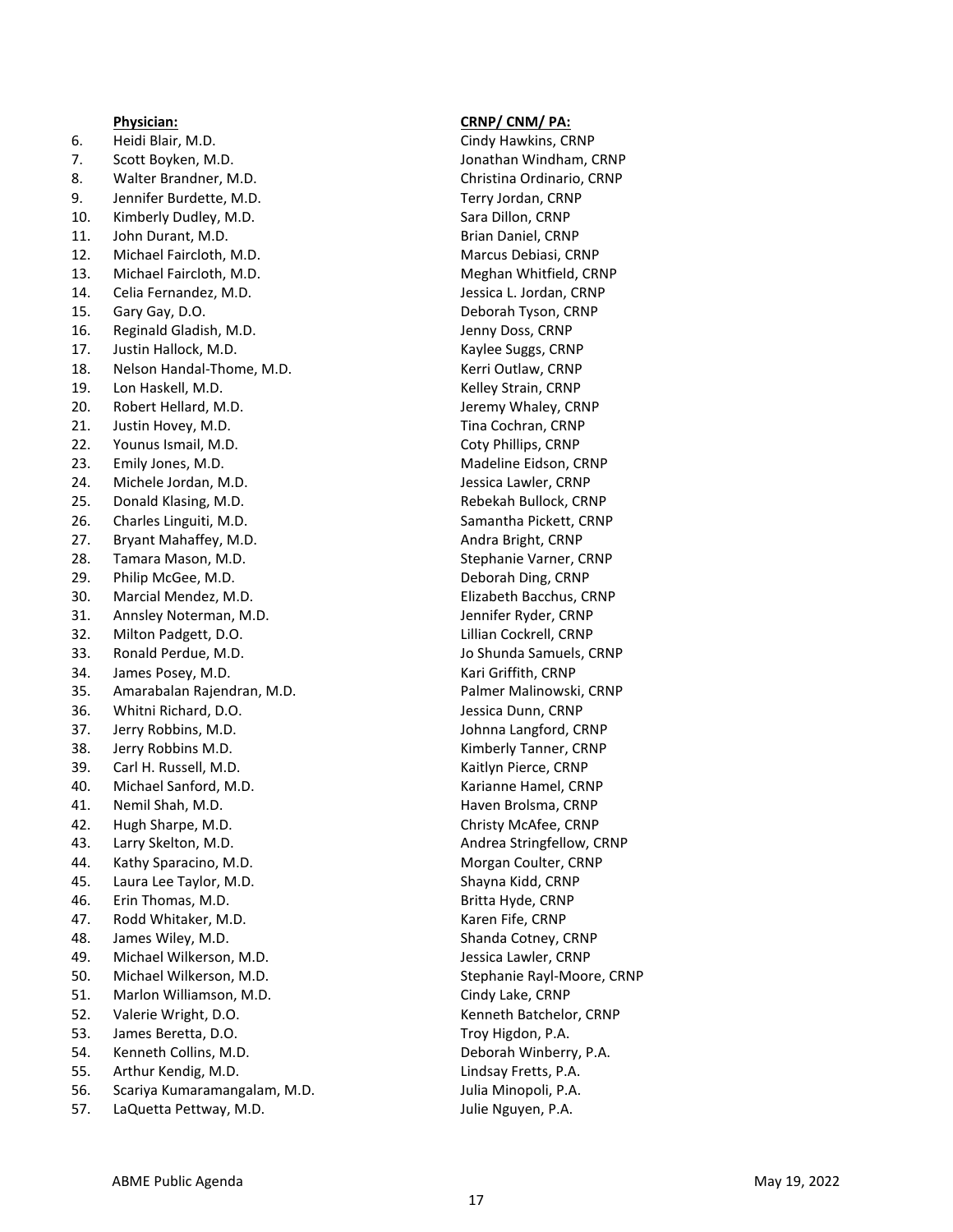| | **Physician:** | **CRNP/ CNM/ PA:** |
|---|---|---|
| 6. | Heidi Blair, M.D. | Cindy Hawkins, CRNP |
| 7. | Scott Boyken, M.D. | Jonathan Windham, CRNP |
| 8. | Walter Brandner, M.D. | Christina Ordinario, CRNP |
| 9. | Jennifer Burdette, M.D. | Terry Jordan, CRNP |
| 10. | Kimberly Dudley, M.D. | Sara Dillon, CRNP |
| 11. | John Durant, M.D. | Brian Daniel, CRNP |
| 12. | Michael Faircloth, M.D. | Marcus Debiasi, CRNP |
| 13. | Michael Faircloth, M.D. | Meghan Whitfield, CRNP |
| 14. | Celia Fernandez, M.D. | Jessica L. Jordan, CRNP |
| 15. | Gary Gay, D.O. | Deborah Tyson, CRNP |
| 16. | Reginald Gladish, M.D. | Jenny Doss, CRNP |
| 17. | Justin Hallock, M.D. | Kaylee Suggs, CRNP |
| 18. | Nelson Handal-Thome, M.D. | Kerri Outlaw, CRNP |
| 19. | Lon Haskell, M.D. | Kelley Strain, CRNP |
| 20. | Robert Hellard, M.D. | Jeremy Whaley, CRNP |
| 21. | Justin Hovey, M.D. | Tina Cochran, CRNP |
| 22. | Younus Ismail, M.D. | Coty Phillips, CRNP |
| 23. | Emily Jones, M.D. | Madeline Eidson, CRNP |
| 24. | Michele Jordan, M.D. | Jessica Lawler, CRNP |
| 25. | Donald Klasing, M.D. | Rebekah Bullock, CRNP |
| 26. | Charles Linguiti, M.D. | Samantha Pickett, CRNP |
| 27. | Bryant Mahaffey, M.D. | Andra Bright, CRNP |
| 28. | Tamara Mason, M.D. | Stephanie Varner, CRNP |
| 29. | Philip McGee, M.D. | Deborah Ding, CRNP |
| 30. | Marcial Mendez, M.D. | Elizabeth Bacchus, CRNP |
| 31. | Annsley Noterman, M.D. | Jennifer Ryder, CRNP |
| 32. | Milton Padgett, D.O. | Lillian Cockrell, CRNP |
| 33. | Ronald Perdue, M.D. | Jo Shunda Samuels, CRNP |
| 34. | James Posey, M.D. | Kari Griffith, CRNP |
| 35. | Amarabalan Rajendran, M.D. | Palmer Malinowski, CRNP |
| 36. | Whitni Richard, D.O. | Jessica Dunn, CRNP |
| 37. | Jerry Robbins, M.D. | Johnna Langford, CRNP |
| 38. | Jerry Robbins M.D. | Kimberly Tanner, CRNP |
| 39. | Carl H. Russell, M.D. | Kaitlyn Pierce, CRNP |
| 40. | Michael Sanford, M.D. | Karianne Hamel, CRNP |
| 41. | Nemil Shah, M.D. | Haven Brolsma, CRNP |
| 42. | Hugh Sharpe, M.D. | Christy McAfee, CRNP |
| 43. | Larry Skelton, M.D. | Andrea Stringfellow, CRNP |
| 44. | Kathy Sparacino, M.D. | Morgan Coulter, CRNP |
| 45. | Laura Lee Taylor, M.D. | Shayna Kidd, CRNP |
| 46. | Erin Thomas, M.D. | Britta Hyde, CRNP |
| 47. | Rodd Whitaker, M.D. | Karen Fife, CRNP |
| 48. | James Wiley, M.D. | Shanda Cotney, CRNP |
| 49. | Michael Wilkerson, M.D. | Jessica Lawler, CRNP |
| 50. | Michael Wilkerson, M.D. | Stephanie Rayl-Moore, CRNP |
| 51. | Marlon Williamson, M.D. | Cindy Lake, CRNP |
| 52. | Valerie Wright, D.O. | Kenneth Batchelor, CRNP |
| 53. | James Beretta, D.O. | Troy Higdon, P.A. |
| 54. | Kenneth Collins, M.D. | Deborah Winberry, P.A. |
| 55. | Arthur Kendig, M.D. | Lindsay Fretts, P.A. |
| 56. | Scariya Kumaramangalam, M.D. | Julia Minopoli, P.A. |
| 57. | LaQuetta Pettway, M.D. | Julie Nguyen, P.A. |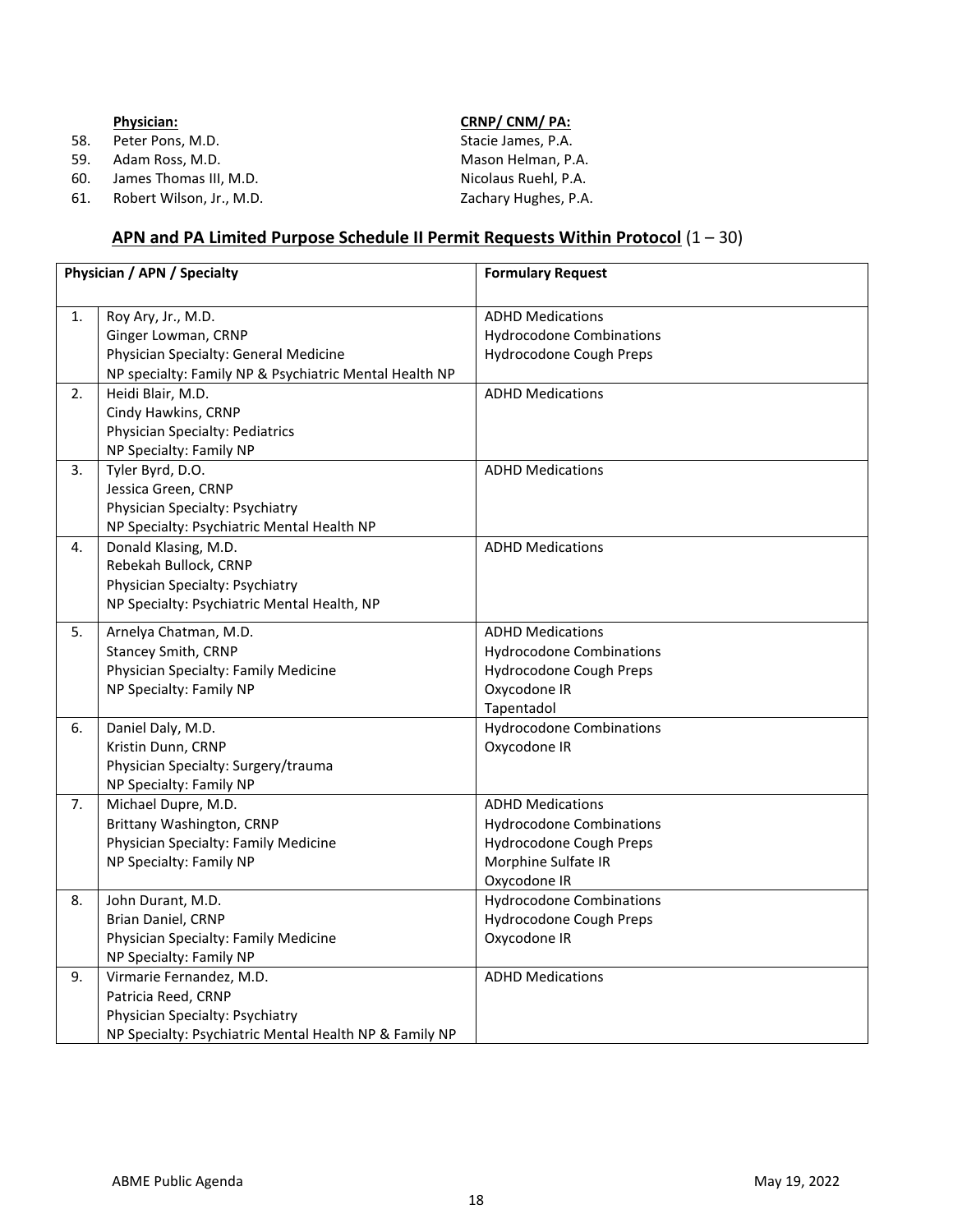| | **Physician:** | **CRNP/ CNM/ PA:** |
|---|---|---|
| 58. | Peter Pons, M.D. | Stacie James, P.A. |
| 59. | Adam Ross, M.D. | Mason Helman, P.A. |
| 60. | James Thomas III, M.D. | Nicolaus Ruehl, P.A. |
| 61. | Robert Wilson, Jr., M.D. | Zachary Hughes, P.A. |

## APN and PA Limited Purpose Schedule II Permit Requests Within Protocol (1 – 30)

| | Physician / APN / Specialty | Formulary Request |
|---|---|---|
| 1. | Roy Ary, Jr., M.D.<br>Ginger Lowman, CRNP<br>Physician Specialty: General Medicine<br>NP specialty: Family NP & Psychiatric Mental Health NP | ADHD Medications<br>Hydrocodone Combinations<br>Hydrocodone Cough Preps |
| 2. | Heidi Blair, M.D.<br>Cindy Hawkins, CRNP<br>Physician Specialty: Pediatrics<br>NP Specialty: Family NP | ADHD Medications |
| 3. | Tyler Byrd, D.O.<br>Jessica Green, CRNP<br>Physician Specialty: Psychiatry<br>NP Specialty: Psychiatric Mental Health NP | ADHD Medications |
| 4. | Donald Klasing, M.D.<br>Rebekah Bullock, CRNP<br>Physician Specialty: Psychiatry<br>NP Specialty: Psychiatric Mental Health, NP | ADHD Medications |
| 5. | Arnelya Chatman, M.D.<br>Stancey Smith, CRNP<br>Physician Specialty: Family Medicine<br>NP Specialty: Family NP | ADHD Medications<br>Hydrocodone Combinations<br>Hydrocodone Cough Preps<br>Oxycodone IR<br>Tapentadol |
| 6. | Daniel Daly, M.D.<br>Kristin Dunn, CRNP<br>Physician Specialty: Surgery/trauma<br>NP Specialty: Family NP | Hydrocodone Combinations<br>Oxycodone IR |
| 7. | Michael Dupre, M.D.<br>Brittany Washington, CRNP<br>Physician Specialty: Family Medicine<br>NP Specialty: Family NP | ADHD Medications<br>Hydrocodone Combinations<br>Hydrocodone Cough Preps<br>Morphine Sulfate IR<br>Oxycodone IR |
| 8. | John Durant, M.D.<br>Brian Daniel, CRNP<br>Physician Specialty: Family Medicine<br>NP Specialty: Family NP | Hydrocodone Combinations<br>Hydrocodone Cough Preps<br>Oxycodone IR |
| 9. | Virmarie Fernandez, M.D.<br>Patricia Reed, CRNP<br>Physician Specialty: Psychiatry<br>NP Specialty: Psychiatric Mental Health NP & Family NP | ADHD Medications |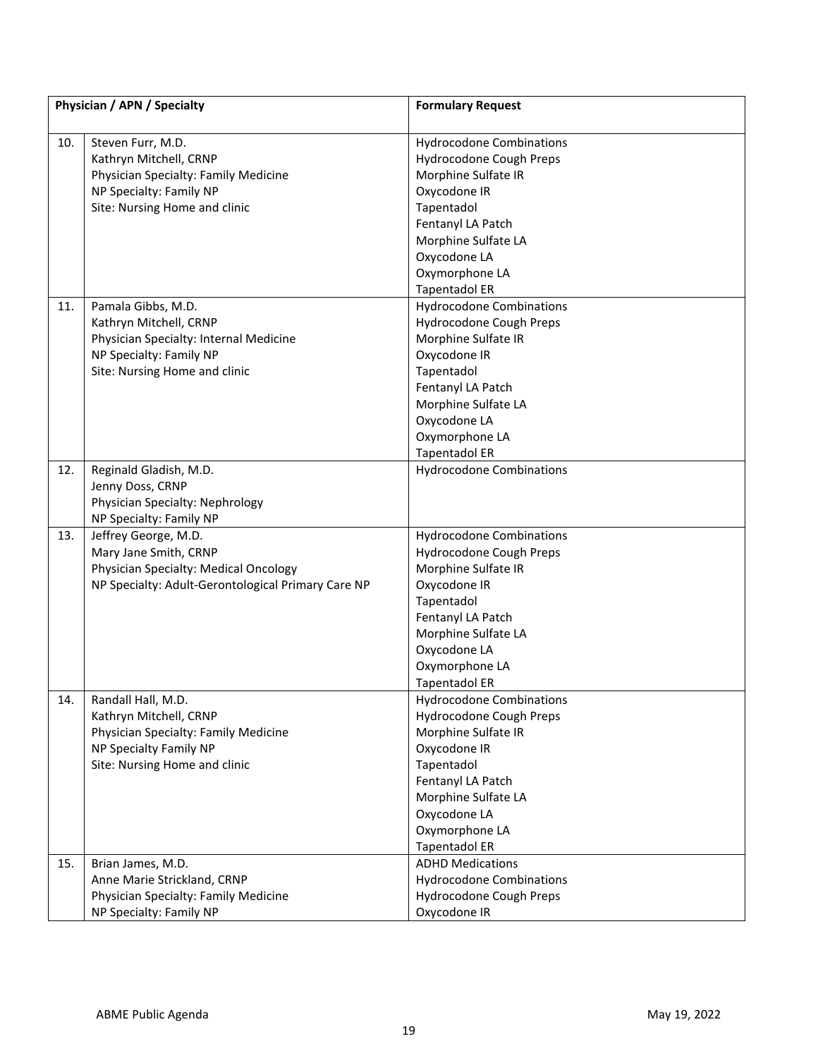| | Physician / APN / Specialty | Formulary Request |
|---|---|---|
| 10. | Steven Furr, M.D.<br>Kathryn Mitchell, CRNP<br>Physician Specialty: Family Medicine<br>NP Specialty: Family NP<br>Site: Nursing Home and clinic | Hydrocodone Combinations<br>Hydrocodone Cough Preps<br>Morphine Sulfate IR<br>Oxycodone IR<br>Tapentadol<br>Fentanyl LA Patch<br>Morphine Sulfate LA<br>Oxycodone LA<br>Oxymorphone LA<br>Tapentadol ER |
| 11. | Pamala Gibbs, M.D.<br>Kathryn Mitchell, CRNP<br>Physician Specialty: Internal Medicine<br>NP Specialty: Family NP<br>Site: Nursing Home and clinic | Hydrocodone Combinations<br>Hydrocodone Cough Preps<br>Morphine Sulfate IR<br>Oxycodone IR<br>Tapentadol<br>Fentanyl LA Patch<br>Morphine Sulfate LA<br>Oxycodone LA<br>Oxymorphone LA<br>Tapentadol ER |
| 12. | Reginald Gladish, M.D.<br>Jenny Doss, CRNP<br>Physician Specialty: Nephrology<br>NP Specialty: Family NP | Hydrocodone Combinations |
| 13. | Jeffrey George, M.D.<br>Mary Jane Smith, CRNP<br>Physician Specialty: Medical Oncology<br>NP Specialty: Adult-Gerontological Primary Care NP | Hydrocodone Combinations<br>Hydrocodone Cough Preps<br>Morphine Sulfate IR<br>Oxycodone IR<br>Tapentadol<br>Fentanyl LA Patch<br>Morphine Sulfate LA<br>Oxycodone LA<br>Oxymorphone LA<br>Tapentadol ER |
| 14. | Randall Hall, M.D.<br>Kathryn Mitchell, CRNP<br>Physician Specialty: Family Medicine<br>NP Specialty Family NP<br>Site: Nursing Home and clinic | Hydrocodone Combinations<br>Hydrocodone Cough Preps<br>Morphine Sulfate IR<br>Oxycodone IR<br>Tapentadol<br>Fentanyl LA Patch<br>Morphine Sulfate LA<br>Oxycodone LA<br>Oxymorphone LA<br>Tapentadol ER |
| 15. | Brian James, M.D.<br>Anne Marie Strickland, CRNP<br>Physician Specialty: Family Medicine<br>NP Specialty: Family NP | ADHD Medications<br>Hydrocodone Combinations<br>Hydrocodone Cough Preps<br>Oxycodone IR |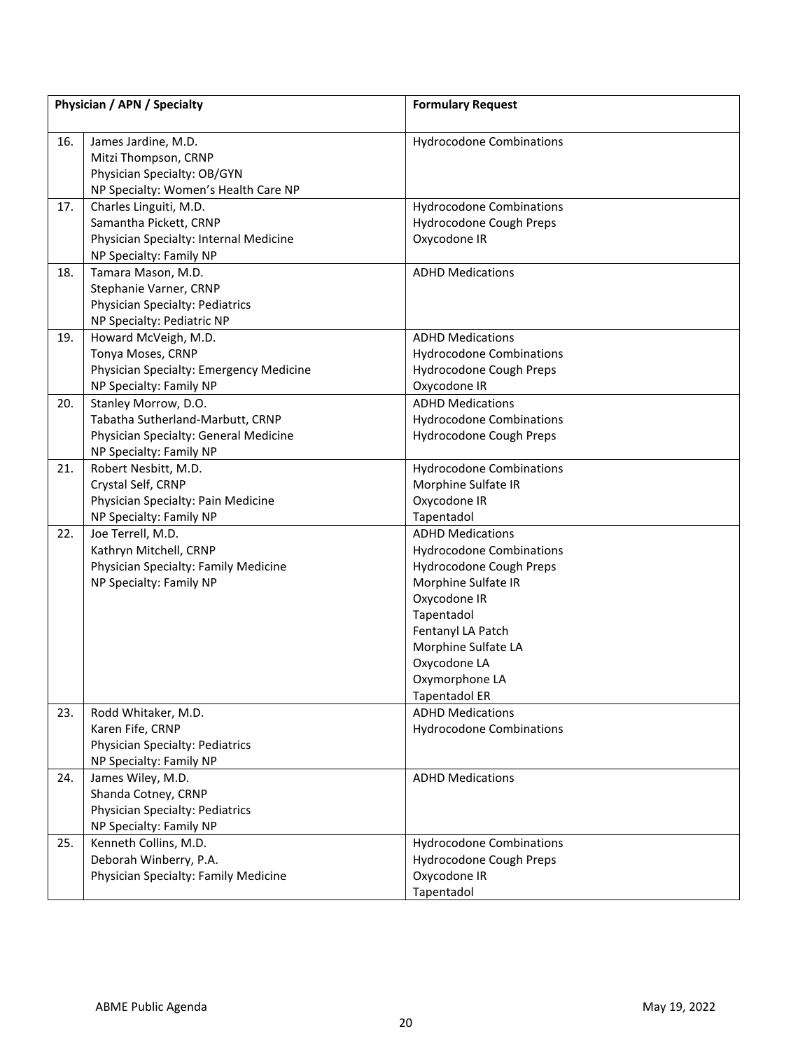| | Physician / APN / Specialty | Formulary Request |
|---|---|---|
| 16. | James Jardine, M.D.<br>Mitzi Thompson, CRNP<br>Physician Specialty: OB/GYN<br>NP Specialty: Women's Health Care NP | Hydrocodone Combinations |
| 17. | Charles Linguiti, M.D.<br>Samantha Pickett, CRNP<br>Physician Specialty: Internal Medicine<br>NP Specialty: Family NP | Hydrocodone Combinations<br>Hydrocodone Cough Preps<br>Oxycodone IR |
| 18. | Tamara Mason, M.D.<br>Stephanie Varner, CRNP<br>Physician Specialty: Pediatrics<br>NP Specialty: Pediatric NP | ADHD Medications |
| 19. | Howard McVeigh, M.D.<br>Tonya Moses, CRNP<br>Physician Specialty: Emergency Medicine<br>NP Specialty: Family NP | ADHD Medications<br>Hydrocodone Combinations<br>Hydrocodone Cough Preps<br>Oxycodone IR |
| 20. | Stanley Morrow, D.O.<br>Tabatha Sutherland-Marbutt, CRNP<br>Physician Specialty: General Medicine<br>NP Specialty: Family NP | ADHD Medications<br>Hydrocodone Combinations<br>Hydrocodone Cough Preps |
| 21. | Robert Nesbitt, M.D.<br>Crystal Self, CRNP<br>Physician Specialty: Pain Medicine<br>NP Specialty: Family NP | Hydrocodone Combinations<br>Morphine Sulfate IR<br>Oxycodone IR<br>Tapentadol |
| 22. | Joe Terrell, M.D.<br>Kathryn Mitchell, CRNP<br>Physician Specialty: Family Medicine<br>NP Specialty: Family NP | ADHD Medications<br>Hydrocodone Combinations<br>Hydrocodone Cough Preps<br>Morphine Sulfate IR<br>Oxycodone IR<br>Tapentadol<br>Fentanyl LA Patch<br>Morphine Sulfate LA<br>Oxycodone LA<br>Oxymorphone LA<br>Tapentadol ER |
| 23. | Rodd Whitaker, M.D.<br>Karen Fife, CRNP<br>Physician Specialty: Pediatrics<br>NP Specialty: Family NP | ADHD Medications<br>Hydrocodone Combinations |
| 24. | James Wiley, M.D.<br>Shanda Cotney, CRNP<br>Physician Specialty: Pediatrics<br>NP Specialty: Family NP | ADHD Medications |
| 25. | Kenneth Collins, M.D.<br>Deborah Winberry, P.A.<br>Physician Specialty: Family Medicine | Hydrocodone Combinations<br>Hydrocodone Cough Preps<br>Oxycodone IR<br>Tapentadol |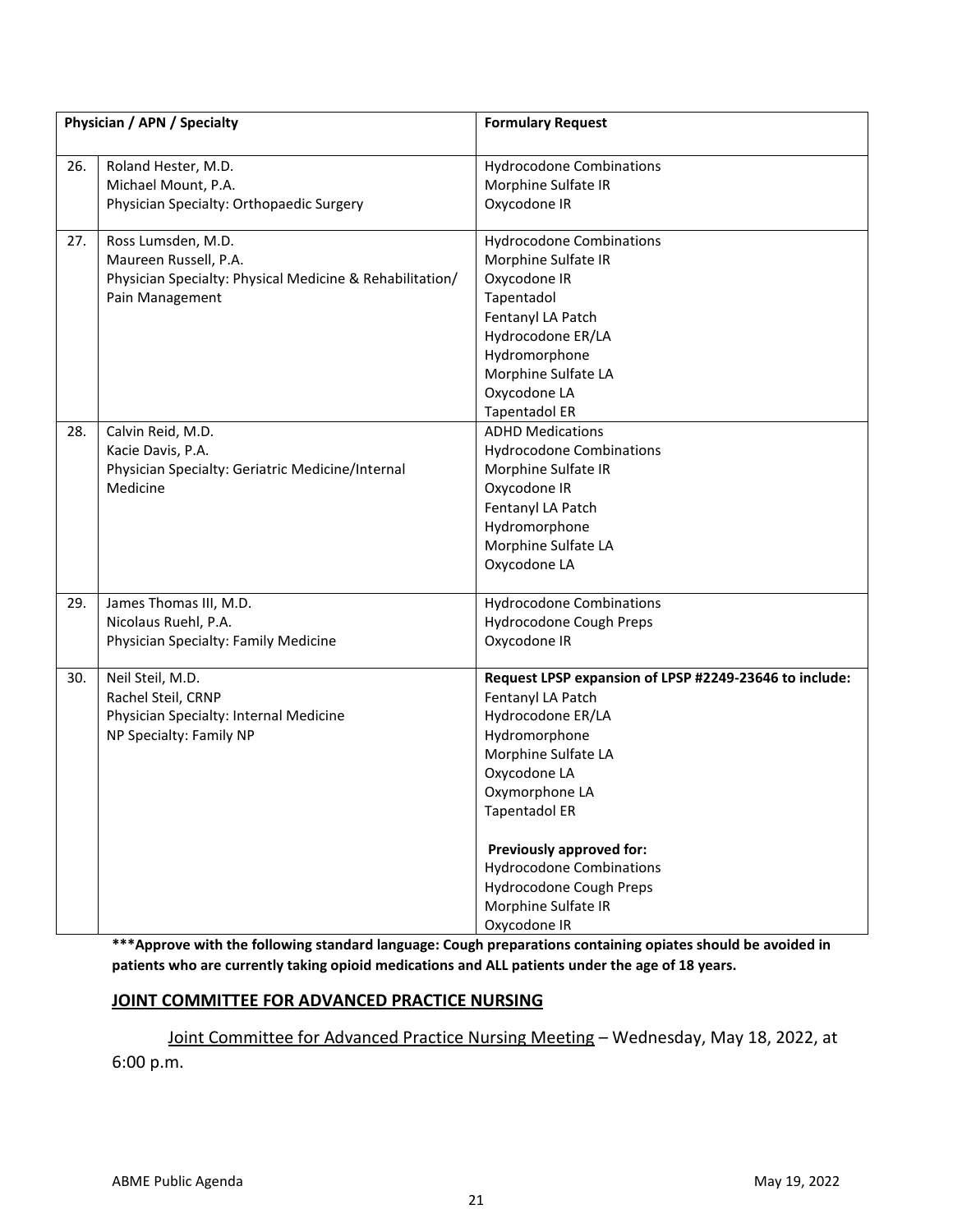| | Physician / APN / Specialty | Formulary Request |
|---|---|---|
| 26. | Roland Hester, M.D.<br>Michael Mount, P.A.<br>Physician Specialty: Orthopaedic Surgery | Hydrocodone Combinations<br>Morphine Sulfate IR<br>Oxycodone IR |
| 27. | Ross Lumsden, M.D.<br>Maureen Russell, P.A.<br>Physician Specialty: Physical Medicine & Rehabilitation/ Pain Management | Hydrocodone Combinations<br>Morphine Sulfate IR<br>Oxycodone IR<br>Tapentadol<br>Fentanyl LA Patch<br>Hydrocodone ER/LA<br>Hydromorphone<br>Morphine Sulfate LA<br>Oxycodone LA<br>Tapentadol ER |
| 28. | Calvin Reid, M.D.<br>Kacie Davis, P.A.<br>Physician Specialty: Geriatric Medicine/Internal Medicine | ADHD Medications<br>Hydrocodone Combinations<br>Morphine Sulfate IR<br>Oxycodone IR<br>Fentanyl LA Patch<br>Hydromorphone<br>Morphine Sulfate LA<br>Oxycodone LA |
| 29. | James Thomas III, M.D.<br>Nicolaus Ruehl, P.A.<br>Physician Specialty: Family Medicine | Hydrocodone Combinations<br>Hydrocodone Cough Preps<br>Oxycodone IR |
| 30. | Neil Steil, M.D.<br>Rachel Steil, CRNP<br>Physician Specialty: Internal Medicine<br>NP Specialty: Family NP | **Request LPSP expansion of LPSP #2249-23646 to include:**<br>Fentanyl LA Patch<br>Hydrocodone ER/LA<br>Hydromorphone<br>Morphine Sulfate LA<br>Oxycodone LA<br>Oxymorphone LA<br>Tapentadol ER<br><br>**Previously approved for:**<br>Hydrocodone Combinations<br>Hydrocodone Cough Preps<br>Morphine Sulfate IR<br>Oxycodone IR |

**\*\*\*Approve with the following standard language: Cough preparations containing opiates should be avoided in patients who are currently taking opioid medications and ALL patients under the age of 18 years.**

## JOINT COMMITTEE FOR ADVANCED PRACTICE NURSING

Joint Committee for Advanced Practice Nursing Meeting – Wednesday, May 18, 2022, at 6:00 p.m.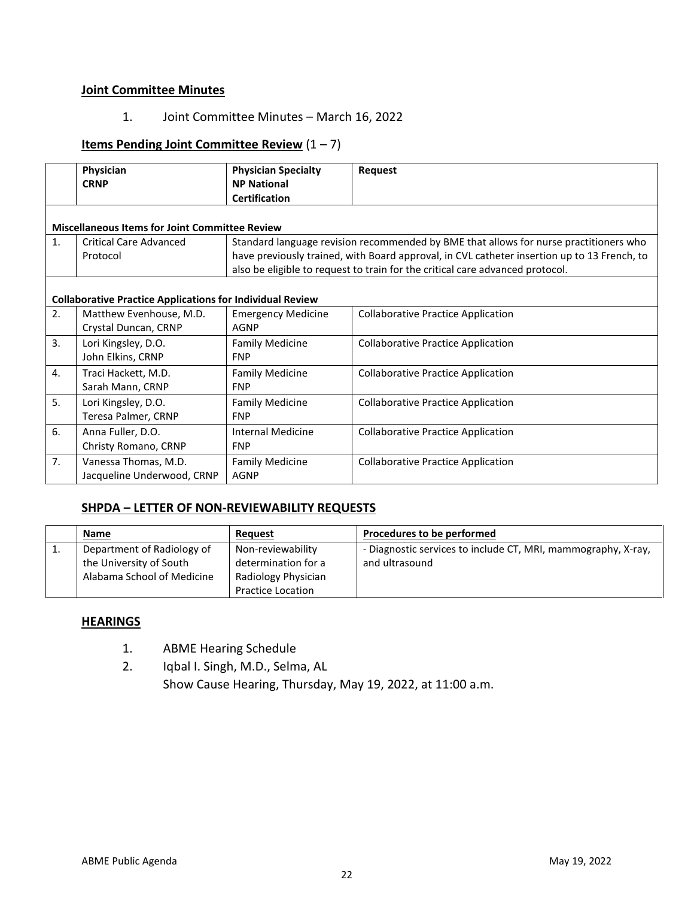## Joint Committee Minutes

1. Joint Committee Minutes – March 16, 2022

## Items Pending Joint Committee Review (1 – 7)

| | Physician<br>CRNP | Physician Specialty<br>NP National Certification | Request |
|---|---|---|---|
| **Miscellaneous Items for Joint Committee Review** | | | |
| 1. | Critical Care Advanced Protocol | Standard language revision recommended by BME that allows for nurse practitioners who have previously trained, with Board approval, in CVL catheter insertion up to 13 French, to also be eligible to request to train for the critical care advanced protocol. | |
| **Collaborative Practice Applications for Individual Review** | | | |
| 2. | Matthew Evenhouse, M.D.<br>Crystal Duncan, CRNP | Emergency Medicine<br>AGNP | Collaborative Practice Application |
| 3. | Lori Kingsley, D.O.<br>John Elkins, CRNP | Family Medicine<br>FNP | Collaborative Practice Application |
| 4. | Traci Hackett, M.D.<br>Sarah Mann, CRNP | Family Medicine<br>FNP | Collaborative Practice Application |
| 5. | Lori Kingsley, D.O.<br>Teresa Palmer, CRNP | Family Medicine<br>FNP | Collaborative Practice Application |
| 6. | Anna Fuller, D.O.<br>Christy Romano, CRNP | Internal Medicine<br>FNP | Collaborative Practice Application |
| 7. | Vanessa Thomas, M.D.<br>Jacqueline Underwood, CRNP | Family Medicine<br>AGNP | Collaborative Practice Application |

## SHPDA – LETTER OF NON-REVIEWABILITY REQUESTS

| | Name | Request | Procedures to be performed |
|---|---|---|---|
| 1. | Department of Radiology of the University of South Alabama School of Medicine | Non-reviewability determination for a Radiology Physician Practice Location | - Diagnostic services to include CT, MRI, mammography, X-ray, and ultrasound |

## HEARINGS

1. ABME Hearing Schedule
2. Iqbal I. Singh, M.D., Selma, AL
   Show Cause Hearing, Thursday, May 19, 2022, at 11:00 a.m.